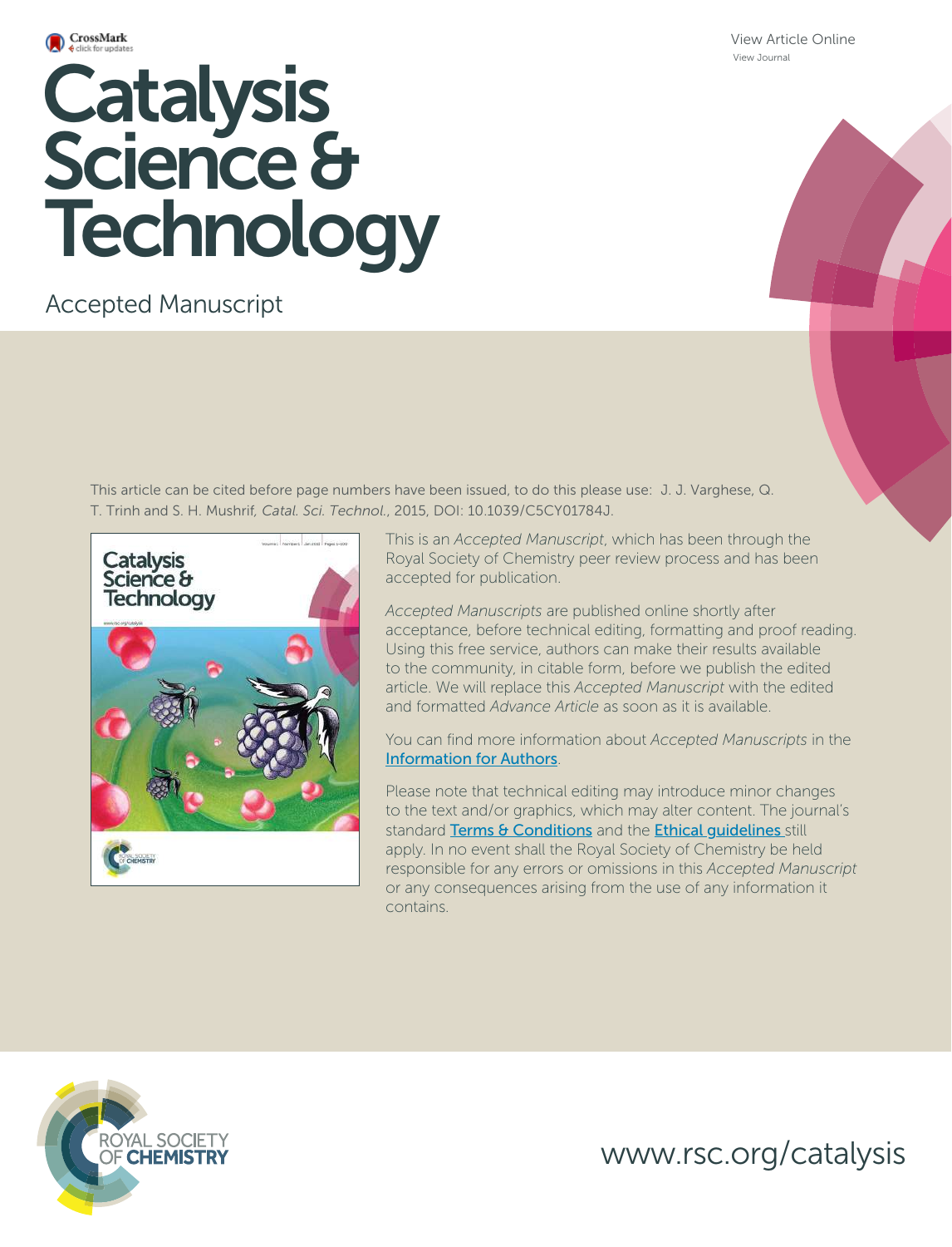View Article Online
View Journal

# Catalysis Science & Technology

Accepted Manuscript

This article can be cited before page numbers have been issued, to do this please use: J. J. Varghese, Q. T. Trinh and S. H. Mushrif, *Catal. Sci. Technol.*, 2015, DOI: 10.1039/C5CY01784J.

This is an *Accepted Manuscript*, which has been through the Royal Society of Chemistry peer review process and has been accepted for publication.

*Accepted Manuscripts* are published online shortly after acceptance, before technical editing, formatting and proof reading. Using this free service, authors can make their results available to the community, in citable form, before we publish the edited article. We will replace this *Accepted Manuscript* with the edited and formatted *Advance Article* as soon as it is available.

You can find more information about *Accepted Manuscripts* in the Information for Authors.

Please note that technical editing may introduce minor changes to the text and/or graphics, which may alter content. The journal's standard Terms & Conditions and the Ethical guidelines still apply. In no event shall the Royal Society of Chemistry be held responsible for any errors or omissions in this *Accepted Manuscript* or any consequences arising from the use of any information it contains.

ROYAL SOCIETY OF CHEMISTRY

www.rsc.org/catalysis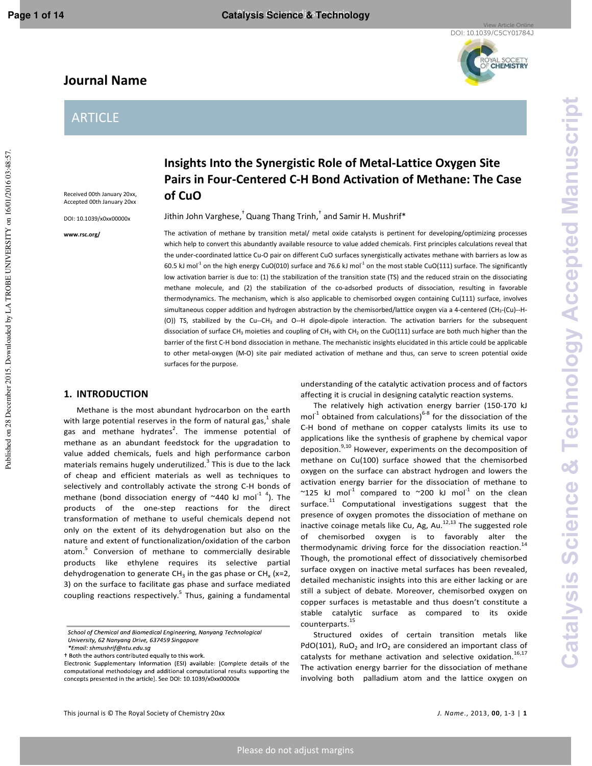# Journal Name

## ARTICLE

Received 00th January 20xx, Accepted 00th January 20xx

DOI: 10.1039/x0xx00000x

www.rsc.org/

# Insights Into the Synergistic Role of Metal-Lattice Oxygen Site Pairs in Four-Centered C-H Bond Activation of Methane: The Case of CuO

Jithin John Varghese,[†] Quang Thang Trinh,[†] and Samir H. Mushrif*

The activation of methane by transition metal/ metal oxide catalysts is pertinent for developing/optimizing processes which help to convert this abundantly available resource to value added chemicals. First principles calculations reveal that the under-coordinated lattice Cu-O pair on different CuO surfaces synergistically activates methane with barriers as low as 60.5 kJ mol$^{-1}$ on the high energy CuO(010) surface and 76.6 kJ mol$^{-1}$ on the most stable CuO(111) surface. The significantly low activation barrier is due to: (1) the stabilization of the transition state (TS) and the reduced strain on the dissociating methane molecule, and (2) the stabilization of the co-adsorbed products of dissociation, resulting in favorable thermodynamics. The mechanism, which is also applicable to chemisorbed oxygen containing Cu(111) surface, involves simultaneous copper addition and hydrogen abstraction by the chemisorbed/lattice oxygen via a 4-centered ($CH_3$-(Cu)--H-(O)) TS, stabilized by the Cu--$CH_3$ and O--H dipole-dipole interaction. The activation barriers for the subsequent dissociation of surface $CH_3$ moieties and coupling of $CH_3$ with $CH_2$ on the CuO(111) surface are both much higher than the barrier of the first C-H bond dissociation in methane. The mechanistic insights elucidated in this article could be applicable to other metal-oxygen (M-O) site pair mediated activation of methane and thus, can serve to screen potential oxide surfaces for the purpose.

## 1. INTRODUCTION

Methane is the most abundant hydrocarbon on the earth with large potential reserves in the form of natural gas,[1] shale gas and methane hydrates[2]. The immense potential of methane as an abundant feedstock for the upgradation to value added chemicals, fuels and high performance carbon materials remains hugely underutilized.[3] This is due to the lack of cheap and efficient materials as well as techniques to selectively and controllably activate the strong C-H bonds of methane (bond dissociation energy of ~440 kJ mol$^{-1}$ [4]). The products of the one-step reactions for the direct transformation of methane to useful chemicals depend not only on the extent of its dehydrogenation but also on the nature and extent of functionalization/oxidation of the carbon atom.[5] Conversion of methane to commercially desirable products like ethylene requires its selective partial dehydrogenation to generate $CH_3$ in the gas phase or $CH_x$ (x=2, 3) on the surface to facilitate gas phase and surface mediated coupling reactions respectively.[5] Thus, gaining a fundamental understanding of the catalytic activation process and of factors affecting it is crucial in designing catalytic reaction systems.

The relatively high activation energy barrier (150-170 kJ mol$^{-1}$ obtained from calculations)[6-8] for the dissociation of the C-H bond of methane on copper catalysts limits its use to applications like the synthesis of graphene by chemical vapor deposition.[9,10] However, experiments on the decomposition of methane on Cu(100) surface showed that the chemisorbed oxygen on the surface can abstract hydrogen and lowers the activation energy barrier for the dissociation of methane to ~125 kJ mol$^{-1}$ compared to ~200 kJ mol$^{-1}$ on the clean surface.[11] Computational investigations suggest that the presence of oxygen promotes the dissociation of methane on inactive coinage metals like Cu, Ag, Au.[12,13] The suggested role of chemisorbed oxygen is to favorably alter the thermodynamic driving force for the dissociation reaction.[14] Though, the promotional effect of dissociatively chemisorbed surface oxygen on inactive metal surfaces has been revealed, detailed mechanistic insights into this are either lacking or are still a subject of debate. Moreover, chemisorbed oxygen on copper surfaces is metastable and thus doesn't constitute a stable catalytic surface as compared to its oxide counterparts.[15]

Structured oxides of certain transition metals like PdO(101), $RuO_2$ and $IrO_2$ are considered an important class of catalysts for methane activation and selective oxidation.[16,17] The activation energy barrier for the dissociation of methane involving both palladium atom and the lattice oxygen on

School of Chemical and Biomedical Engineering, Nanyang Technological University, 62 Nanyang Drive, 637459 Singapore

*Email: shmushrif@ntu.edu.sg

† Both the authors contributed equally to this work.

Electronic Supplementary Information (ESI) available: [Complete details of the computational methodology and additional computational results supporting the concepts presented in the article]. See DOI: 10.1039/x0xx00000x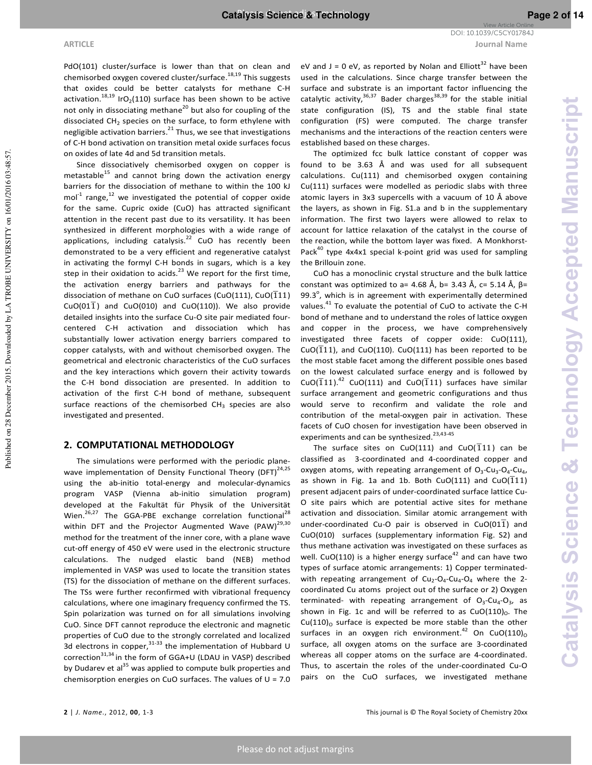PdO(101) cluster/surface is lower than that on clean and chemisorbed oxygen covered cluster/surface.[18,19] This suggests that oxides could be better catalysts for methane C-H activation.[18,19] $IrO_2$(110) surface has been shown to be active not only in dissociating methane[20] but also for coupling of the dissociated $CH_2$ species on the surface, to form ethylene with negligible activation barriers.[21] Thus, we see that investigations of C-H bond activation on transition metal oxide surfaces focus on oxides of late 4d and 5d transition metals.

Since dissociatively chemisorbed oxygen on copper is metastable[15] and cannot bring down the activation energy barriers for the dissociation of methane to within the 100 kJ $mol^{-1}$ range,[12] we investigated the potential of copper oxide for the same. Cupric oxide (CuO) has attracted significant attention in the recent past due to its versatility. It has been synthesized in different morphologies with a wide range of applications, including catalysis.[22] CuO has recently been demonstrated to be a very efficient and regenerative catalyst in activating the formyl C-H bonds in sugars, which is a key step in their oxidation to acids.[23] We report for the first time, the activation energy barriers and pathways for the dissociation of methane on CuO surfaces (CuO(111), CuO($\bar{1}11$) CuO($01\bar{1}$) and CuO(010) and CuO(110)). We also provide detailed insights into the surface Cu-O site pair mediated four-centered C-H activation and dissociation which has substantially lower activation energy barriers compared to copper catalysts, with and without chemisorbed oxygen. The geometrical and electronic characteristics of the CuO surfaces and the key interactions which govern their activity towards the C-H bond dissociation are presented. In addition to activation of the first C-H bond of methane, subsequent surface reactions of the chemisorbed $CH_3$ species are also investigated and presented.

## 2. COMPUTATIONAL METHODOLOGY

The simulations were performed with the periodic plane-wave implementation of Density Functional Theory (DFT)[24,25] using the ab-initio total-energy and molecular-dynamics program VASP (Vienna ab-initio simulation program) developed at the Fakultät für Physik of the Universität Wien.[26,27] The GGA-PBE exchange correlation functional[28] within DFT and the Projector Augmented Wave (PAW)[29,30] method for the treatment of the inner core, with a plane wave cut-off energy of 450 eV were used in the electronic structure calculations. The nudged elastic band (NEB) method implemented in VASP was used to locate the transition states (TS) for the dissociation of methane on the different surfaces. The TSs were further reconfirmed with vibrational frequency calculations, where one imaginary frequency confirmed the TS. Spin polarization was turned on for all simulations involving CuO. Since DFT cannot reproduce the electronic and magnetic properties of CuO due to the strongly correlated and localized 3d electrons in copper,[31-33] the implementation of Hubbard U correction[31,34] in the form of GGA+U (LDAU in VASP) described by Dudarev et al[35] was applied to compute bulk properties and chemisorption energies on CuO surfaces. The values of U = 7.0 eV and J = 0 eV, as reported by Nolan and Elliott[32] have been used in the calculations. Since charge transfer between the surface and substrate is an important factor influencing the catalytic activity,[36,37] Bader charges[38,39] for the stable initial state configuration (IS), TS and the stable final state configuration (FS) were computed. The charge transfer mechanisms and the interactions of the reaction centers were established based on these charges.

The optimized fcc bulk lattice constant of copper was found to be 3.63 Å and was used for all subsequent calculations. Cu(111) and chemisorbed oxygen containing Cu(111) surfaces were modelled as periodic slabs with three atomic layers in 3x3 supercells with a vacuum of 10 Å above the layers, as shown in Fig. S1.a and b in the supplementary information. The first two layers were allowed to relax to account for lattice relaxation of the catalyst in the course of the reaction, while the bottom layer was fixed. A Monkhorst-Pack[40] type 4x4x1 special k-point grid was used for sampling the Brillouin zone.

CuO has a monoclinic crystal structure and the bulk lattice constant was optimized to a= 4.68 Å, b= 3.43 Å, c= 5.14 Å, β= 99.3°, which is in agreement with experimentally determined values.[41] To evaluate the potential of CuO to activate the C-H bond of methane and to understand the roles of lattice oxygen and copper in the process, we have comprehensively investigated three facets of copper oxide: CuO(111), CuO($\bar{1}11$), and CuO(110). CuO(111) has been reported to be the most stable facet among the different possible ones based on the lowest calculated surface energy and is followed by CuO($\bar{1}11$).[42] CuO(111) and CuO($\bar{1}11$) surfaces have similar surface arrangement and geometric configurations and thus would serve to reconfirm and validate the role and contribution of the metal-oxygen pair in activation. These facets of CuO chosen for investigation have been observed in experiments and can be synthesized.[23,43-45]

The surface sites on CuO(111) and CuO($\bar{1}11$) can be classified as 3-coordinated and 4-coordinated copper and oxygen atoms, with repeating arrangement of $O_3$-$Cu_3$-$O_4$-$Cu_4$, as shown in Fig. 1a and 1b. Both CuO(111) and CuO($\bar{1}11$) present adjacent pairs of under-coordinated surface lattice Cu-O site pairs which are potential active sites for methane activation and dissociation. Similar atomic arrangement with under-coordinated Cu-O pair is observed in CuO($01\bar{1}$) and CuO(010) surfaces (supplementary information Fig. S2) and thus methane activation was investigated on these surfaces as well. CuO(110) is a higher energy surface[42] and can have two types of surface atomic arrangements: 1) Copper terminated- with repeating arrangement of $Cu_2$-$O_4$-$Cu_4$-$O_4$ where the 2-coordinated Cu atoms project out of the surface or 2) Oxygen terminated- with repeating arrangement of $O_3$-$Cu_4$-$O_3$, as shown in Fig. 1c and will be referred to as CuO$(110)_O$. The Cu$(110)_O$ surface is expected be more stable than the other surfaces in an oxygen rich environment.[42] On CuO$(110)_O$ surface, all oxygen atoms on the surface are 3-coordinated whereas all copper atoms on the surface are 4-coordinated. Thus, to ascertain the roles of the under-coordinated Cu-O pairs on the CuO surfaces, we investigated methane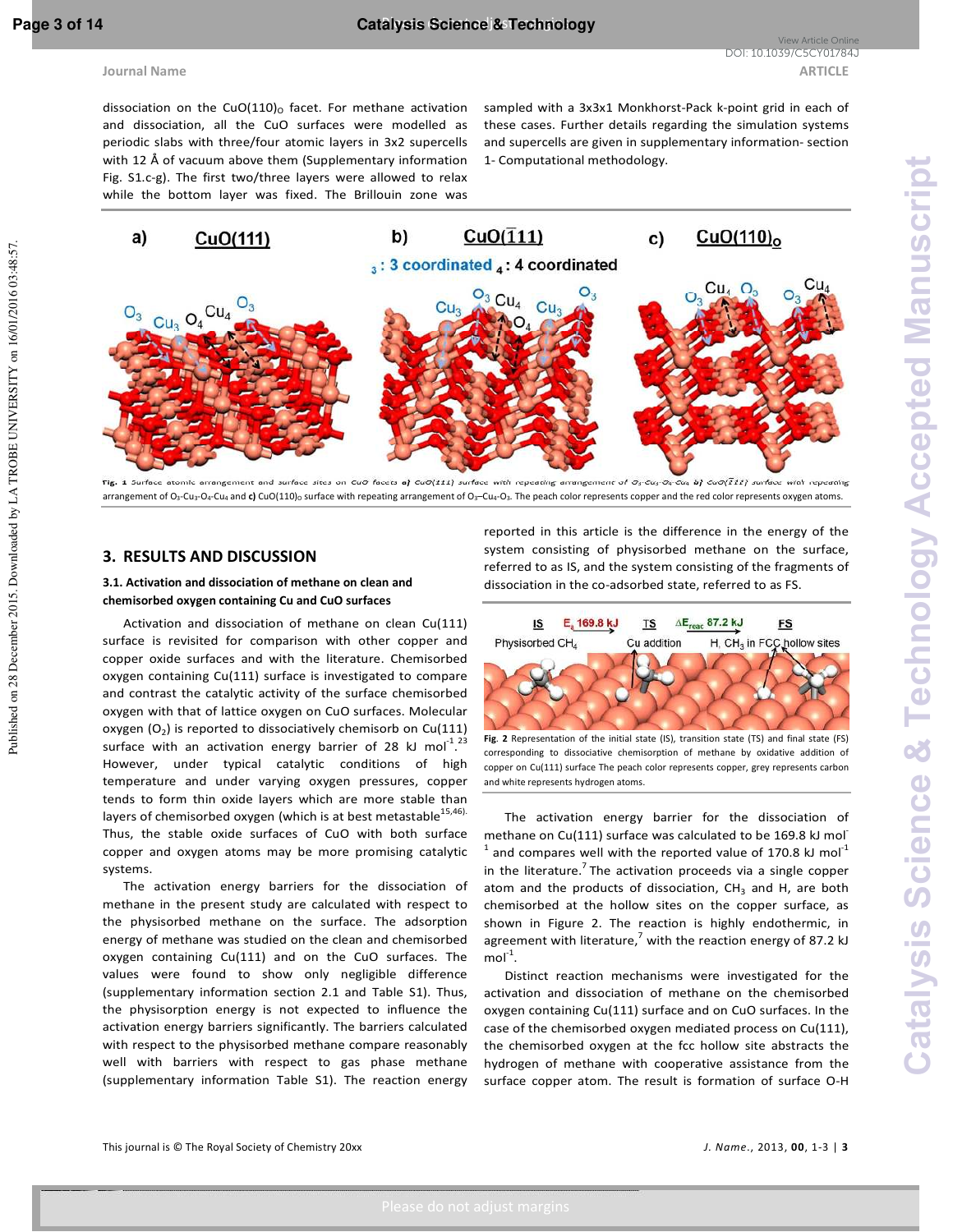dissociation on the $CuO(110)_O$ facet. For methane activation and dissociation, all the CuO surfaces were modelled as periodic slabs with three/four atomic layers in 3x2 supercells with 12 Å of vacuum above them (Supplementary information Fig. S1.c-g). The first two/three layers were allowed to relax while the bottom layer was fixed. The Brillouin zone was sampled with a 3x3x1 Monkhorst-Pack k-point grid in each of these cases. Further details regarding the simulation systems and supercells are given in supplementary information- section 1- Computational methodology.

**Fig. 1** Surface atomic arrangement and surface sites on CuO facets **a)** CuO(111) surface with repeating arrangement of $O_3$-$Cu_3$-$O_4$-$Cu_4$ **b)** CuO($\bar{1}$11) surface with repeating arrangement of $O_3$-$Cu_3$-$O_4$-$Cu_4$ and **c)** $CuO(110)_O$ surface with repeating arrangement of $O_3$–$Cu_4$-$O_3$. The peach color represents copper and the red color represents oxygen atoms.

## 3. RESULTS AND DISCUSSION

### 3.1. Activation and dissociation of methane on clean and chemisorbed oxygen containing Cu and CuO surfaces

Activation and dissociation of methane on clean Cu(111) surface is revisited for comparison with other copper and copper oxide surfaces and with the literature. Chemisorbed oxygen containing Cu(111) surface is investigated to compare and contrast the catalytic activity of the surface chemisorbed oxygen with that of lattice oxygen on CuO surfaces. Molecular oxygen ($O_2$) is reported to dissociatively chemisorb on Cu(111) surface with an activation energy barrier of 28 kJ $mol^{-1}$.[23] However, under typical catalytic conditions of high temperature and under varying oxygen pressures, copper tends to form thin oxide layers which are more stable than layers of chemisorbed oxygen (which is at best metastable[15,46]). Thus, the stable oxide surfaces of CuO with both surface copper and oxygen atoms may be more promising catalytic systems.

The activation energy barriers for the dissociation of methane in the present study are calculated with respect to the physisorbed methane on the surface. The adsorption energy of methane was studied on the clean and chemisorbed oxygen containing Cu(111) and on the CuO surfaces. The values were found to show only negligible difference (supplementary information section 2.1 and Table S1). Thus, the physisorption energy is not expected to influence the activation energy barriers significantly. The barriers calculated with respect to the physisorbed methane compare reasonably well with barriers with respect to gas phase methane (supplementary information Table S1). The reaction energy reported in this article is the difference in the energy of the system consisting of physisorbed methane on the surface, referred to as IS, and the system consisting of the fragments of dissociation in the co-adsorbed state, referred to as FS.

**Fig. 2** Representation of the initial state (IS), transition state (TS) and final state (FS) corresponding to dissociative chemisorption of methane by oxidative addition of copper on Cu(111) surface The peach color represents copper, grey represents carbon and white represents hydrogen atoms.

The activation energy barrier for the dissociation of methane on Cu(111) surface was calculated to be 169.8 kJ $mol^{-1}$ and compares well with the reported value of 170.8 kJ $mol^{-1}$ in the literature.[7] The activation proceeds via a single copper atom and the products of dissociation, $CH_3$ and H, are both chemisorbed at the hollow sites on the copper surface, as shown in Figure 2. The reaction is highly endothermic, in agreement with literature,[7] with the reaction energy of 87.2 kJ $mol^{-1}$.

Distinct reaction mechanisms were investigated for the activation and dissociation of methane on the chemisorbed oxygen containing Cu(111) surface and on CuO surfaces. In the case of the chemisorbed oxygen mediated process on Cu(111), the chemisorbed oxygen at the fcc hollow site abstracts the hydrogen of methane with cooperative assistance from the surface copper atom. The result is formation of surface O-H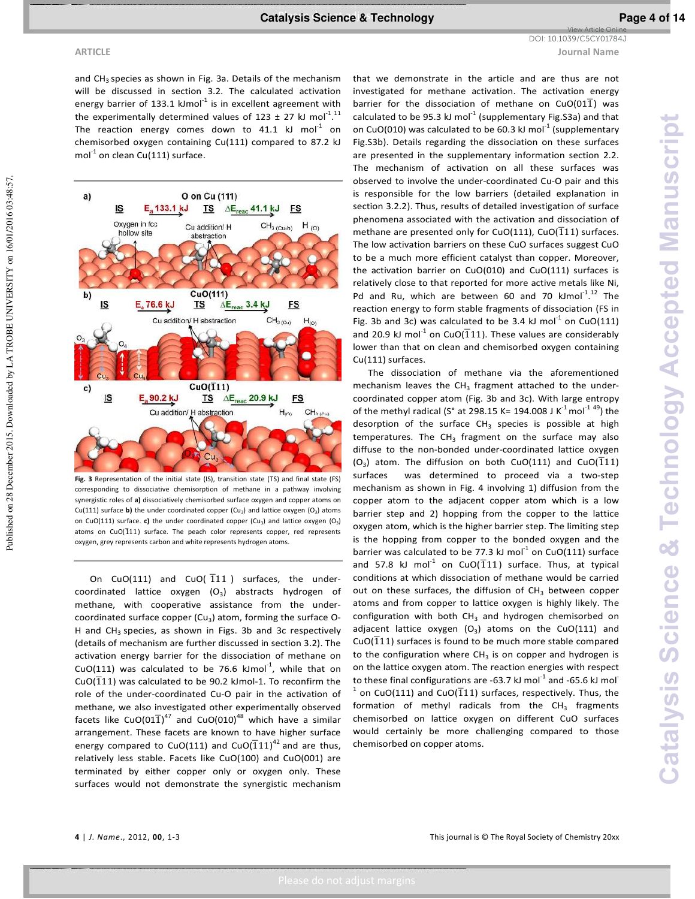and $CH_3$ species as shown in Fig. 3a. Details of the mechanism will be discussed in section 3.2. The calculated activation energy barrier of 133.1 kJmol$^{-1}$ is in excellent agreement with the experimentally determined values of 123 ± 27 kJ mol$^{-1}$.[11] The reaction energy comes down to 41.1 kJ mol$^{-1}$ on chemisorbed oxygen containing Cu(111) compared to 87.2 kJ mol$^{-1}$ on clean Cu(111) surface.

**Fig. 3** Representation of the initial state (IS), transition state (TS) and final state (FS) corresponding to dissociative chemisorption of methane in a pathway involving synergistic roles of **a)** dissociatively chemisorbed surface oxygen and copper atoms on Cu(111) surface **b)** the under coordinated copper ($Cu_3$) and lattice oxygen ($O_3$) atoms on CuO(111) surface. **c)** the under coordinated copper ($Cu_3$) and lattice oxygen ($O_3$) atoms on CuO($\bar{1}$11) surface. The peach color represents copper, red represents oxygen, grey represents carbon and white represents hydrogen atoms.

On CuO(111) and CuO($\bar{1}$11) surfaces, the under-coordinated lattice oxygen ($O_3$) abstracts hydrogen of methane, with cooperative assistance from the under-coordinated surface copper ($Cu_3$) atom, forming the surface O-H and $CH_3$ species, as shown in Figs. 3b and 3c respectively (details of mechanism are further discussed in section 3.2). The activation energy barrier for the dissociation of methane on CuO(111) was calculated to be 76.6 kJmol$^{-1}$, while that on CuO($\bar{1}$11) was calculated to be 90.2 kJmol-1. To reconfirm the role of the under-coordinated Cu-O pair in the activation of methane, we also investigated other experimentally observed facets like CuO(01$\bar{1}$)[47] and CuO(010)[48] which have a similar arrangement. These facets are known to have higher surface energy compared to CuO(111) and CuO($\bar{1}$11)[42] and are thus, relatively less stable. Facets like CuO(100) and CuO(001) are terminated by either copper only or oxygen only. These surfaces would not demonstrate the synergistic mechanism that we demonstrate in the article and are thus are not investigated for methane activation. The activation energy barrier for the dissociation of methane on CuO(01$\bar{1}$) was calculated to be 95.3 kJ mol$^{-1}$ (supplementary Fig.S3a) and that on CuO(010) was calculated to be 60.3 kJ mol$^{-1}$ (supplementary Fig.S3b). Details regarding the dissociation on these surfaces are presented in the supplementary information section 2.2. The mechanism of activation on all these surfaces was observed to involve the under-coordinated Cu-O pair and this is responsible for the low barriers (detailed explanation in section 3.2.2). Thus, results of detailed investigation of surface phenomena associated with the activation and dissociation of methane are presented only for CuO(111), CuO($\bar{1}$11) surfaces. The low activation barriers on these CuO surfaces suggest CuO to be a much more efficient catalyst than copper. Moreover, the activation barrier on CuO(010) and CuO(111) surfaces is relatively close to that reported for more active metals like Ni, Pd and Ru, which are between 60 and 70 kJmol$^{-1}$.[12] The reaction energy to form stable fragments of dissociation (FS in Fig. 3b and 3c) was calculated to be 3.4 kJ mol$^{-1}$ on CuO(111) and 20.9 kJ mol$^{-1}$ on CuO($\bar{1}$11). These values are considerably lower than that on clean and chemisorbed oxygen containing Cu(111) surfaces.

The dissociation of methane via the aforementioned mechanism leaves the $CH_3$ fragment attached to the under-coordinated copper atom (Fig. 3b and 3c). With large entropy of the methyl radical (S° at 298.15 K= 194.008 J K$^{-1}$ mol$^{-1}$ [49]) the desorption of the surface $CH_3$ species is possible at high temperatures. The $CH_3$ fragment on the surface may also diffuse to the non-bonded under-coordinated lattice oxygen ($O_3$) atom. The diffusion on both CuO(111) and CuO($\bar{1}$11) surfaces was determined to proceed via a two-step mechanism as shown in Fig. 4 involving 1) diffusion from the copper atom to the adjacent copper atom which is a low barrier step and 2) hopping from the copper to the lattice oxygen atom, which is the higher barrier step. The limiting step is the hopping from copper to the bonded oxygen and the barrier was calculated to be 77.3 kJ mol$^{-1}$ on CuO(111) surface and 57.8 kJ mol$^{-1}$ on CuO($\bar{1}$11) surface. Thus, at typical conditions at which dissociation of methane would be carried out on these surfaces, the diffusion of $CH_3$ between copper atoms and from copper to lattice oxygen is highly likely. The configuration with both $CH_3$ and hydrogen chemisorbed on adjacent lattice oxygen ($O_3$) atoms on the CuO(111) and CuO($\bar{1}$11) surfaces is found to be much more stable compared to the configuration where $CH_3$ is on copper and hydrogen is on the lattice oxygen atom. The reaction energies with respect to these final configurations are -63.7 kJ mol$^{-1}$ and -65.6 kJ mol$^{-1}$ on CuO(111) and CuO($\bar{1}$11) surfaces, respectively. Thus, the formation of methyl radicals from the $CH_3$ fragments chemisorbed on lattice oxygen on different CuO surfaces would certainly be more challenging compared to those chemisorbed on copper atoms.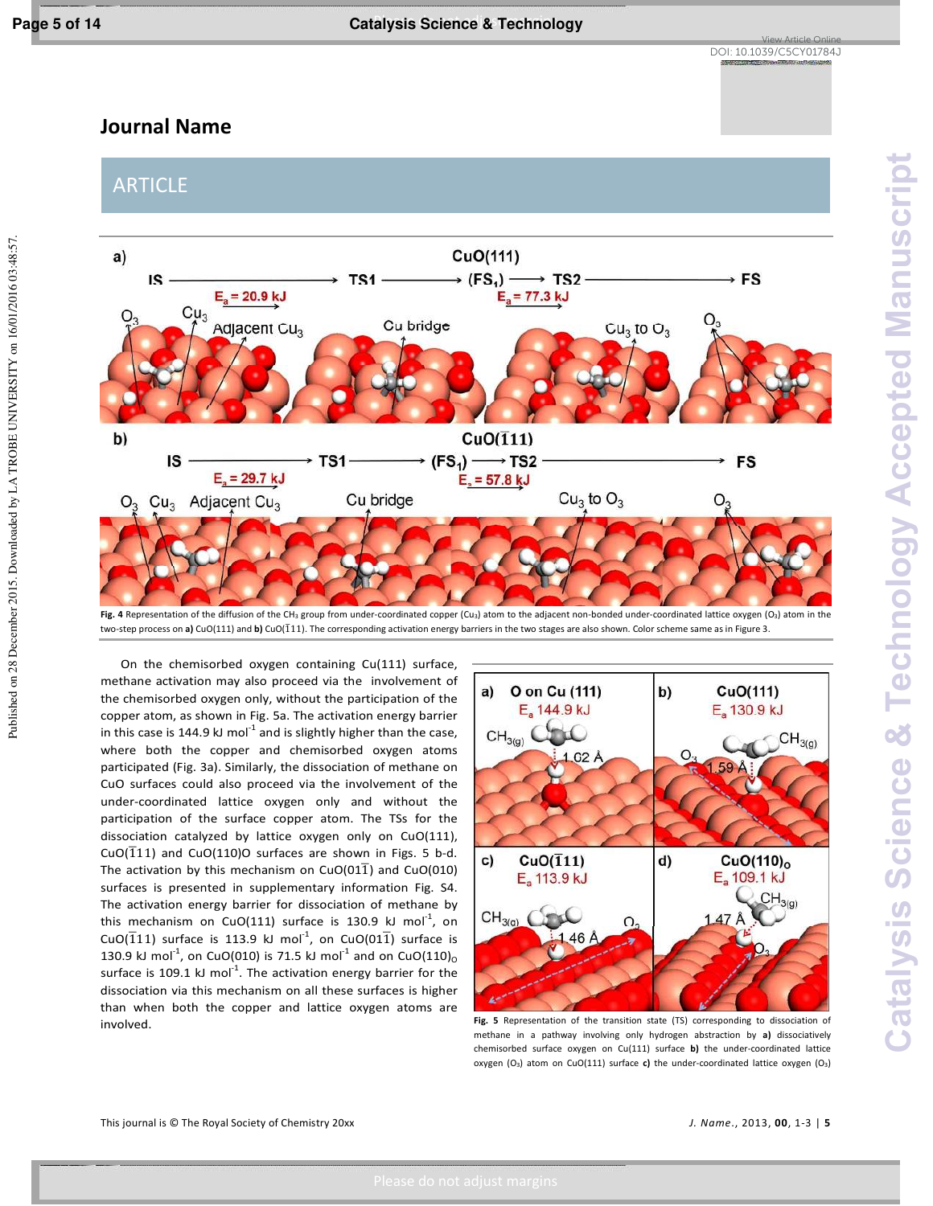Fig. 4 Representation of the diffusion of the $CH_3$ group from under-coordinated copper ($Cu_3$) atom to the adjacent non-bonded under-coordinated lattice oxygen ($O_3$) atom in the two-step process on **a)** CuO(111) and **b)** CuO($\bar{1}$11). The corresponding activation energy barriers in the two stages are also shown. Color scheme same as in Figure 3.

On the chemisorbed oxygen containing Cu(111) surface, methane activation may also proceed via the involvement of the chemisorbed oxygen only, without the participation of the copper atom, as shown in Fig. 5a. The activation energy barrier in this case is 144.9 kJ $mol^{-1}$ and is slightly higher than the case, where both the copper and chemisorbed oxygen atoms participated (Fig. 3a). Similarly, the dissociation of methane on CuO surfaces could also proceed via the involvement of the under-coordinated lattice oxygen only and without the participation of the surface copper atom. The TSs for the dissociation catalyzed by lattice oxygen only on CuO(111), CuO($\bar{1}$11) and CuO(110)O surfaces are shown in Figs. 5 b-d. The activation by this mechanism on CuO(01$\bar{1}$) and CuO(010) surfaces is presented in supplementary information Fig. S4. The activation energy barrier for dissociation of methane by this mechanism on CuO(111) surface is 130.9 kJ $mol^{-1}$, on CuO($\bar{1}$11) surface is 113.9 kJ $mol^{-1}$, on CuO(01$\bar{1}$) surface is 130.9 kJ $mol^{-1}$, on CuO(010) is 71.5 kJ $mol^{-1}$ and on $CuO(110)_O$ surface is 109.1 kJ $mol^{-1}$. The activation energy barrier for the dissociation via this mechanism on all these surfaces is higher than when both the copper and lattice oxygen atoms are involved.

Fig. 5 Representation of the transition state (TS) corresponding to dissociation of methane in a pathway involving only hydrogen abstraction by **a)** dissociatively chemisorbed surface oxygen on Cu(111) surface **b)** the under-coordinated lattice oxygen ($O_3$) atom on CuO(111) surface **c)** the under-coordinated lattice oxygen ($O_3$)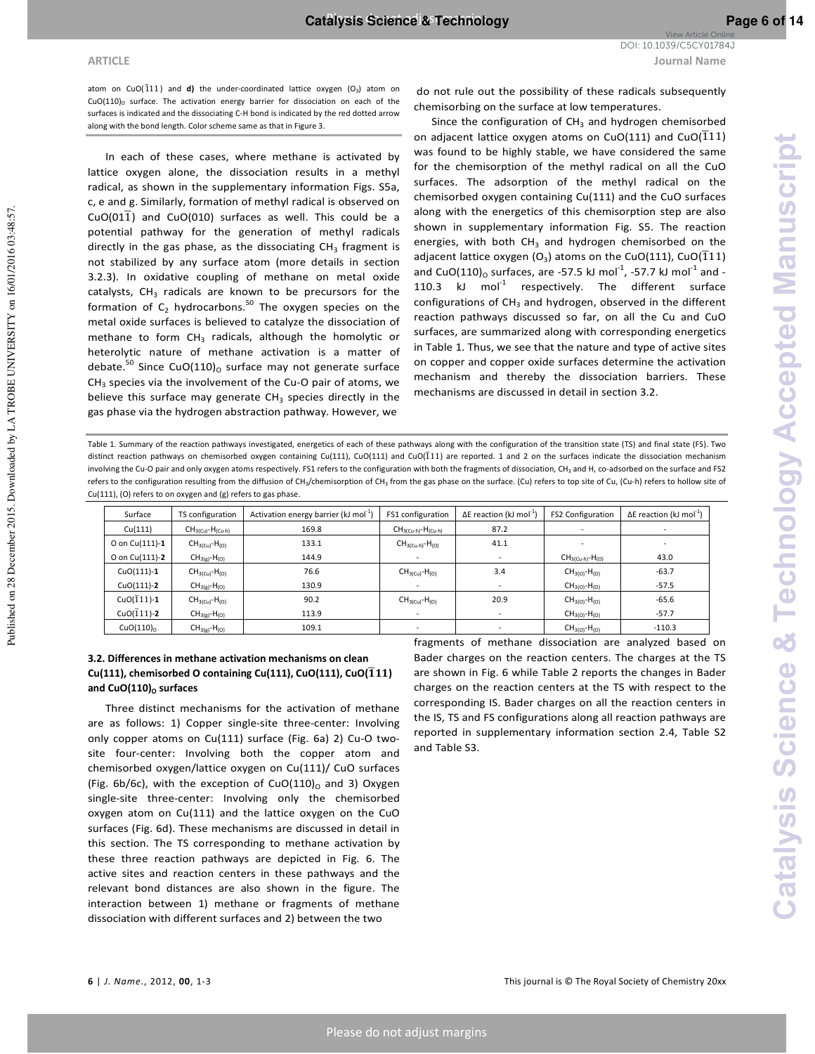atom on CuO($\bar{1}11$) and **d)** the under-coordinated lattice oxygen ($O_3$) atom on CuO(110)$_O$ surface. The activation energy barrier for dissociation on each of the surfaces is indicated and the dissociating C-H bond is indicated by the red dotted arrow along with the bond length. Color scheme same as that in Figure 3.

In each of these cases, where methane is activated by lattice oxygen alone, the dissociation results in a methyl radical, as shown in the supplementary information Figs. S5a, c, e and g. Similarly, formation of methyl radical is observed on CuO($01\bar{1}$) and CuO(010) surfaces as well. This could be a potential pathway for the generation of methyl radicals directly in the gas phase, as the dissociating $CH_3$ fragment is not stabilized by any surface atom (more details in section 3.2.3). In oxidative coupling of methane on metal oxide catalysts, $CH_3$ radicals are known to be precursors for the formation of $C_2$ hydrocarbons.[50] The oxygen species on the metal oxide surfaces is believed to catalyze the dissociation of methane to form $CH_3$ radicals, although the homolytic or heterolytic nature of methane activation is a matter of debate.[50] Since CuO(110)$_O$ surface may not generate surface $CH_3$ species via the involvement of the Cu-O pair of atoms, we believe this surface may generate $CH_3$ species directly in the gas phase via the hydrogen abstraction pathway. However, we do not rule out the possibility of these radicals subsequently chemisorbing on the surface at low temperatures.

Since the configuration of $CH_3$ and hydrogen chemisorbed on adjacent lattice oxygen atoms on CuO(111) and CuO($\bar{1}11$) was found to be highly stable, we have considered the same for the chemisorption of the methyl radical on all the CuO surfaces. The adsorption of the methyl radical on the chemisorbed oxygen containing Cu(111) and the CuO surfaces along with the energetics of this chemisorption step are also shown in supplementary information Fig. S5. The reaction energies, with both $CH_3$ and hydrogen chemisorbed on the adjacent lattice oxygen ($O_3$) atoms on the CuO(111), CuO($\bar{1}11$) and CuO(110)$_O$ surfaces, are -57.5 kJ mol$^{-1}$, -57.7 kJ mol$^{-1}$ and -110.3 kJ mol$^{-1}$ respectively. The different surface configurations of $CH_3$ and hydrogen, observed in the different reaction pathways discussed so far, on all the Cu and CuO surfaces, are summarized along with corresponding energetics in Table 1. Thus, we see that the nature and type of active sites on copper and copper oxide surfaces determine the activation mechanism and thereby the dissociation barriers. These mechanisms are discussed in detail in section 3.2.

Table 1. Summary of the reaction pathways investigated, energetics of each of these pathways along with the configuration of the transition state (TS) and final state (FS). Two distinct reaction pathways on chemisorbed oxygen containing Cu(111), CuO(111) and CuO($\bar{1}11$) are reported. 1 and 2 on the surfaces indicate the dissociation mechanism involving the Cu-O pair and only oxygen atoms respectively. FS1 refers to the configuration with both the fragments of dissociation, $CH_3$ and H, co-adsorbed on the surface and FS2 refers to the configuration resulting from the diffusion of $CH_3$/chemisorption of $CH_3$ from the gas phase on the surface. (Cu) refers to top site of Cu, (Cu-h) refers to hollow site of Cu(111), (O) refers to on oxygen and (g) refers to gas phase.

| Surface | TS configuration | Activation energy barrier (kJ mol$^{-1}$) | FS1 configuration | ΔE reaction (kJ mol$^{-1}$) | FS2 Configuration | ΔE reaction (kJ mol$^{-1}$) |
|---|---|---|---|---|---|---|
| Cu(111) | $CH_{3(Cu)}$-$H_{(Cu\text{-}h)}$ | 169.8 | $CH_{3(Cu\text{-}h)}$-$H_{(Cu\text{-}h)}$ | 87.2 | - | - |
| O on Cu(111)-**1** | $CH_{3(Cu)}$-$H_{(O)}$ | 133.1 | $CH_{3(Cu\text{-}h)}$-$H_{(O)}$ | 41.1 | - | - |
| O on Cu(111)-**2** | $CH_{3(g)}$-$H_{(O)}$ | 144.9 | - | - | $CH_{3(Cu\text{-}h)}$-$H_{(O)}$ | 43.0 |
| CuO(111)-**1** | $CH_{3(Cu)}$-$H_{(O)}$ | 76.6 | $CH_{3(Cu)}$-$H_{(O)}$ | 3.4 | $CH_{3(O)}$-$H_{(O)}$ | -63.7 |
| CuO(111)-**2** | $CH_{3(g)}$-$H_{(O)}$ | 130.9 | - | - | $CH_{3(O)}$-$H_{(O)}$ | -57.5 |
| CuO($\bar{1}11$)-**1** | $CH_{3(Cu)}$-$H_{(O)}$ | 90.2 | $CH_{3(Cu)}$-$H_{(O)}$ | 20.9 | $CH_{3(O)}$-$H_{(O)}$ | -65.6 |
| CuO($\bar{1}11$)-**2** | $CH_{3(g)}$-$H_{(O)}$ | 113.9 | - | - | $CH_{3(O)}$-$H_{(O)}$ | -57.7 |
| CuO(110)$_O$ | $CH_{3(g)}$-$H_{(O)}$ | 109.1 | - | - | $CH_{3(O)}$-$H_{(O)}$ | -110.3 |

### 3.2. Differences in methane activation mechanisms on clean Cu(111), chemisorbed O containing Cu(111), CuO(111), CuO($\bar{1}11$) and CuO(110)$_O$ surfaces

Three distinct mechanisms for the activation of methane are as follows: 1) Copper single-site three-center: Involving only copper atoms on Cu(111) surface (Fig. 6a) 2) Cu-O two-site four-center: Involving both the copper atom and chemisorbed oxygen/lattice oxygen on Cu(111)/ CuO surfaces (Fig. 6b/6c), with the exception of CuO(110)$_O$ and 3) Oxygen single-site three-center: Involving only the chemisorbed oxygen atom on Cu(111) and the lattice oxygen on the CuO surfaces (Fig. 6d). These mechanisms are discussed in detail in this section. The TS corresponding to methane activation by these three reaction pathways are depicted in Fig. 6. The active sites and reaction centers in these pathways and the relevant bond distances are also shown in the figure. The interaction between 1) methane or fragments of methane dissociation with different surfaces and 2) between the two fragments of methane dissociation are analyzed based on Bader charges on the reaction centers. The charges at the TS are shown in Fig. 6 while Table 2 reports the changes in Bader charges on the reaction centers at the TS with respect to the corresponding IS. Bader charges on all the reaction centers in the IS, TS and FS configurations along all reaction pathways are reported in supplementary information section 2.4, Table S2 and Table S3.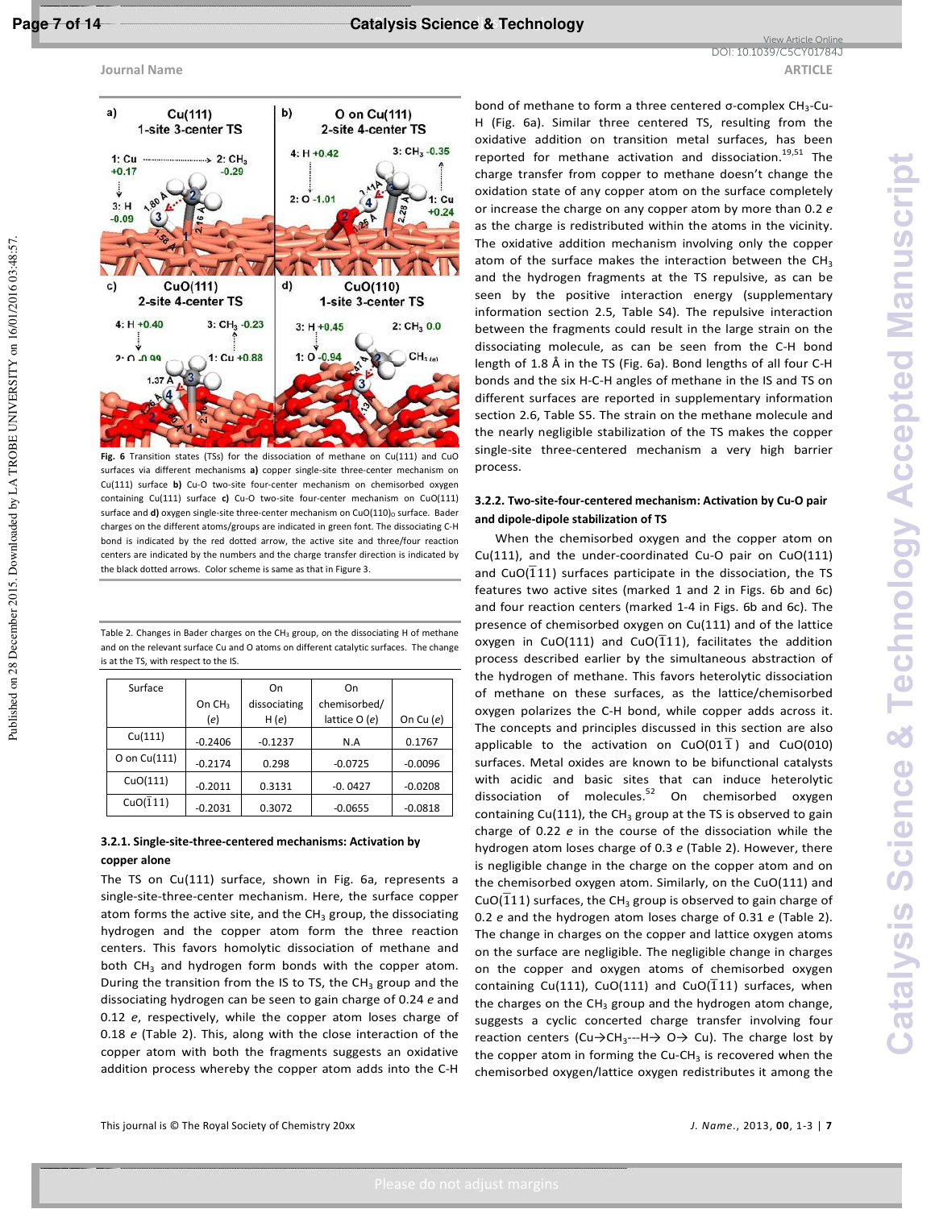Fig. 6 Transition states (TSs) for the dissociation of methane on Cu(111) and CuO surfaces via different mechanisms **a)** copper single-site three-center mechanism on Cu(111) surface **b)** Cu-O two-site four-center mechanism on chemisorbed oxygen containing Cu(111) surface **c)** Cu-O two-site four-center mechanism on CuO(111) surface and **d)** oxygen single-site three-center mechanism on $CuO(110)_O$ surface. Bader charges on the different atoms/groups are indicated in green font. The dissociating C-H bond is indicated by the red dotted arrow, the active site and three/four reaction centers are indicated by the numbers and the charge transfer direction is indicated by the black dotted arrows. Color scheme is same as that in Figure 3.

Table 2. Changes in Bader charges on the $CH_3$ group, on the dissociating H of methane and on the relevant surface Cu and O atoms on different catalytic surfaces. The change is at the TS, with respect to the IS.

| Surface | On $CH_3$ (*e*) | On dissociating H (*e*) | On chemisorbed/ lattice O (*e*) | On Cu (*e*) |
|---|---|---|---|---|
| Cu(111) | -0.2406 | -0.1237 | N.A | 0.1767 |
| O on Cu(111) | -0.2174 | 0.298 | -0.0725 | -0.0096 |
| CuO(111) | -0.2011 | 0.3131 | -0. 0427 | -0.0208 |
| CuO($\bar{1}$11) | -0.2031 | 0.3072 | -0.0655 | -0.0818 |

### 3.2.1. Single-site-three-centered mechanisms: Activation by copper alone

The TS on Cu(111) surface, shown in Fig. 6a, represents a single-site-three-center mechanism. Here, the surface copper atom forms the active site, and the $CH_3$ group, the dissociating hydrogen and the copper atom form the three reaction centers. This favors homolytic dissociation of methane and both $CH_3$ and hydrogen form bonds with the copper atom. During the transition from the IS to TS, the $CH_3$ group and the dissociating hydrogen can be seen to gain charge of 0.24 *e* and 0.12 *e*, respectively, while the copper atom loses charge of 0.18 *e* (Table 2). This, along with the close interaction of the copper atom with both the fragments suggests an oxidative addition process whereby the copper atom adds into the C-H bond of methane to form a three centered σ-complex $CH_3$-Cu-H (Fig. 6a). Similar three centered TS, resulting from the oxidative addition on transition metal surfaces, has been reported for methane activation and dissociation.[19,51] The charge transfer from copper to methane doesn't change the oxidation state of any copper atom on the surface completely or increase the charge on any copper atom by more than 0.2 *e* as the charge is redistributed within the atoms in the vicinity. The oxidative addition mechanism involving only the copper atom of the surface makes the interaction between the $CH_3$ and the hydrogen fragments at the TS repulsive, as can be seen by the positive interaction energy (supplementary information section 2.5, Table S4). The repulsive interaction between the fragments could result in the large strain on the dissociating molecule, as can be seen from the C-H bond length of 1.8 Å in the TS (Fig. 6a). Bond lengths of all four C-H bonds and the six H-C-H angles of methane in the IS and TS on different surfaces are reported in supplementary information section 2.6, Table S5. The strain on the methane molecule and the nearly negligible stabilization of the TS makes the copper single-site three-centered mechanism a very high barrier process.

### 3.2.2. Two-site-four-centered mechanism: Activation by Cu-O pair and dipole-dipole stabilization of TS

When the chemisorbed oxygen and the copper atom on Cu(111), and the under-coordinated Cu-O pair on CuO(111) and CuO($\bar{1}$11) surfaces participate in the dissociation, the TS features two active sites (marked 1 and 2 in Figs. 6b and 6c) and four reaction centers (marked 1-4 in Figs. 6b and 6c). The presence of chemisorbed oxygen on Cu(111) and of the lattice oxygen in CuO(111) and CuO($\bar{1}$11), facilitates the addition process described earlier by the simultaneous abstraction of the hydrogen of methane. This favors heterolytic dissociation of methane on these surfaces, as the lattice/chemisorbed oxygen polarizes the C-H bond, while copper adds across it. The concepts and principles discussed in this section are also applicable to the activation on CuO(01$\bar{1}$) and CuO(010) surfaces. Metal oxides are known to be bifunctional catalysts with acidic and basic sites that can induce heterolytic dissociation of molecules.[52] On chemisorbed oxygen containing Cu(111), the $CH_3$ group at the TS is observed to gain charge of 0.22 *e* in the course of the dissociation while the hydrogen atom loses charge of 0.3 *e* (Table 2). However, there is negligible change in the charge on the copper atom and on the chemisorbed oxygen atom. Similarly, on the CuO(111) and CuO($\bar{1}$11) surfaces, the $CH_3$ group is observed to gain charge of 0.2 *e* and the hydrogen atom loses charge of 0.31 *e* (Table 2). The change in charges on the copper and lattice oxygen atoms on the surface are negligible. The negligible change in charges on the copper and oxygen atoms of chemisorbed oxygen containing Cu(111), CuO(111) and CuO($\bar{1}$11) surfaces, when the charges on the $CH_3$ group and the hydrogen atom change, suggests a cyclic concerted charge transfer involving four reaction centers (Cu→$CH_3$---H→ O→ Cu). The charge lost by the copper atom in forming the Cu-$CH_3$ is recovered when the chemisorbed oxygen/lattice oxygen redistributes it among the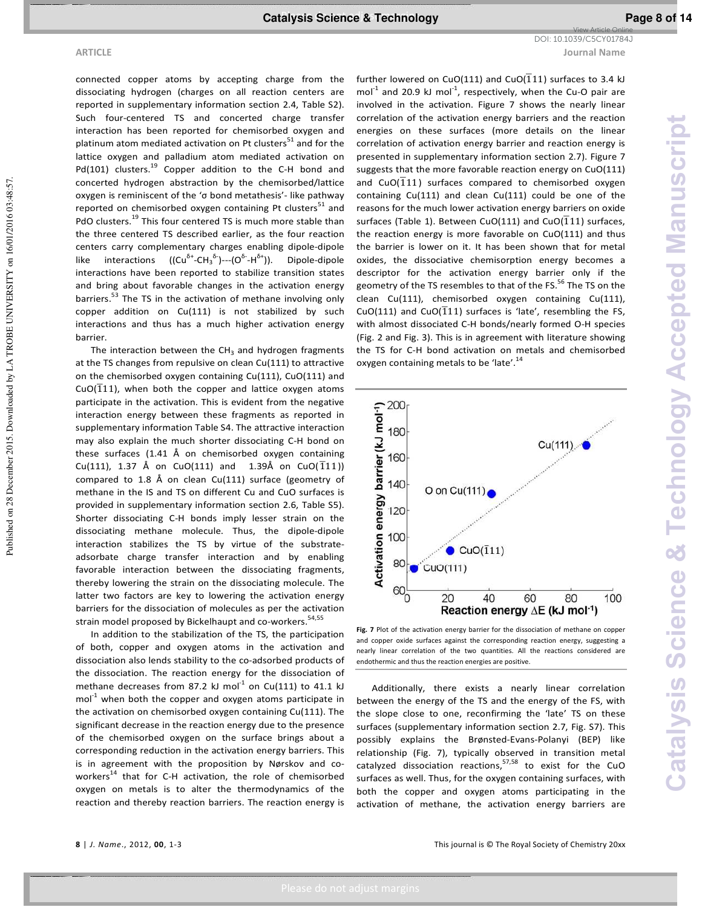connected copper atoms by accepting charge from the dissociating hydrogen (charges on all reaction centers are reported in supplementary information section 2.4, Table S2). Such four-centered TS and concerted charge transfer interaction has been reported for chemisorbed oxygen and platinum atom mediated activation on Pt clusters[51] and for the lattice oxygen and palladium atom mediated activation on Pd(101) clusters.[19] Copper addition to the C-H bond and concerted hydrogen abstraction by the chemisorbed/lattice oxygen is reminiscent of the 'σ bond metathesis'- like pathway reported on chemisorbed oxygen containing Pt clusters[51] and PdO clusters.[19] This four centered TS is much more stable than the three centered TS described earlier, as the four reaction centers carry complementary charges enabling dipole-dipole like interactions ($(Cu^{\delta+}-CH_3^{\delta-})$---$(O^{\delta-}-H^{\delta+})$). Dipole-dipole interactions have been reported to stabilize transition states and bring about favorable changes in the activation energy barriers.[53] The TS in the activation of methane involving only copper addition on Cu(111) is not stabilized by such interactions and thus has a much higher activation energy barrier.

The interaction between the $CH_3$ and hydrogen fragments at the TS changes from repulsive on clean Cu(111) to attractive on the chemisorbed oxygen containing Cu(111), CuO(111) and CuO($\bar{1}11$), when both the copper and lattice oxygen atoms participate in the activation. This is evident from the negative interaction energy between these fragments as reported in supplementary information Table S4. The attractive interaction may also explain the much shorter dissociating C-H bond on these surfaces (1.41 Å on chemisorbed oxygen containing Cu(111), 1.37 Å on CuO(111) and 1.39Å on CuO($\bar{1}11$)) compared to 1.8 Å on clean Cu(111) surface (geometry of methane in the IS and TS on different Cu and CuO surfaces is provided in supplementary information section 2.6, Table S5). Shorter dissociating C-H bonds imply lesser strain on the dissociating methane molecule. Thus, the dipole-dipole interaction stabilizes the TS by virtue of the substrate-adsorbate charge transfer interaction and by enabling favorable interaction between the dissociating fragments, thereby lowering the strain on the dissociating molecule. The latter two factors are key to lowering the activation energy barriers for the dissociation of molecules as per the activation strain model proposed by Bickelhaupt and co-workers.[54,55]

In addition to the stabilization of the TS, the participation of both, copper and oxygen atoms in the activation and dissociation also lends stability to the co-adsorbed products of the dissociation. The reaction energy for the dissociation of methane decreases from 87.2 kJ mol$^{-1}$ on Cu(111) to 41.1 kJ mol$^{-1}$ when both the copper and oxygen atoms participate in the activation on chemisorbed oxygen containing Cu(111). The significant decrease in the reaction energy due to the presence of the chemisorbed oxygen on the surface brings about a corresponding reduction in the activation energy barriers. This is in agreement with the proposition by Nørskov and co-workers[14] that for C-H activation, the role of chemisorbed oxygen on metals is to alter the thermodynamics of the reaction and thereby reaction barriers. The reaction energy is further lowered on CuO(111) and CuO($\bar{1}11$) surfaces to 3.4 kJ mol$^{-1}$ and 20.9 kJ mol$^{-1}$, respectively, when the Cu-O pair are involved in the activation. Figure 7 shows the nearly linear correlation of the activation energy barriers and the reaction energies on these surfaces (more details on the linear correlation of activation energy barrier and reaction energy is presented in supplementary information section 2.7). Figure 7 suggests that the more favorable reaction energy on CuO(111) and CuO($\bar{1}11$) surfaces compared to chemisorbed oxygen containing Cu(111) and clean Cu(111) could be one of the reasons for the much lower activation energy barriers on oxide surfaces (Table 1). Between CuO(111) and CuO($\bar{1}11$) surfaces, the reaction energy is more favorable on CuO(111) and thus the barrier is lower on it. It has been shown that for metal oxides, the dissociative chemisorption energy becomes a descriptor for the activation energy barrier only if the geometry of the TS resembles to that of the FS.[56] The TS on the clean Cu(111), chemisorbed oxygen containing Cu(111), CuO(111) and CuO($\bar{1}11$) surfaces is 'late', resembling the FS, with almost dissociated C-H bonds/nearly formed O-H species (Fig. 2 and Fig. 3). This is in agreement with literature showing the TS for C-H bond activation on metals and chemisorbed oxygen containing metals to be 'late'.[14]

**Fig. 7** Plot of the activation energy barrier for the dissociation of methane on copper and copper oxide surfaces against the corresponding reaction energy, suggesting a nearly linear correlation of the two quantities. All the reactions considered are endothermic and thus the reaction energies are positive.

Additionally, there exists a nearly linear correlation between the energy of the TS and the energy of the FS, with the slope close to one, reconfirming the 'late' TS on these surfaces (supplementary information section 2.7, Fig. S7). This possibly explains the Brønsted-Evans-Polanyi (BEP) like relationship (Fig. 7), typically observed in transition metal catalyzed dissociation reactions,[57,58] to exist for the CuO surfaces as well. Thus, for the oxygen containing surfaces, with both the copper and oxygen atoms participating in the activation of methane, the activation energy barriers are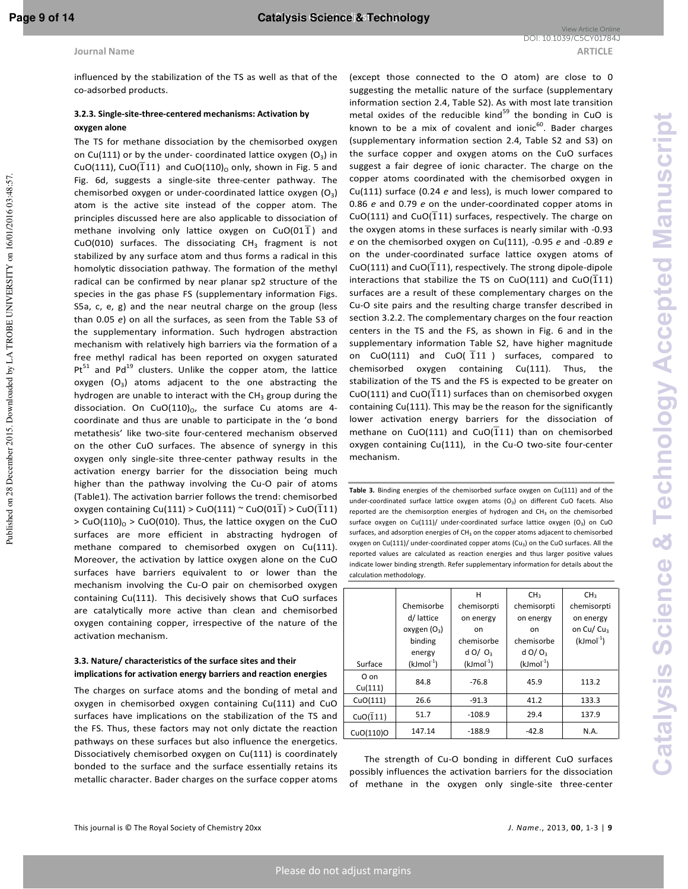influenced by the stabilization of the TS as well as that of the co-adsorbed products.

#### 3.2.3. Single-site-three-centered mechanisms: Activation by oxygen alone

The TS for methane dissociation by the chemisorbed oxygen on Cu(111) or by the under- coordinated lattice oxygen ($O_3$) in CuO(111), CuO($\bar{1}$11) and CuO(110)$_O$ only, shown in Fig. 5 and Fig. 6d, suggests a single-site three-center pathway. The chemisorbed oxygen or under-coordinated lattice oxygen ($O_3$) atom is the active site instead of the copper atom. The principles discussed here are also applicable to dissociation of methane involving only lattice oxygen on CuO(01$\bar{1}$) and CuO(010) surfaces. The dissociating $CH_3$ fragment is not stabilized by any surface atom and thus forms a radical in this homolytic dissociation pathway. The formation of the methyl radical can be confirmed by near planar sp2 structure of the species in the gas phase FS (supplementary information Figs. S5a, c, e, g) and the near neutral charge on the group (less than 0.05 *e*) on all the surfaces, as seen from the Table S3 of the supplementary information. Such hydrogen abstraction mechanism with relatively high barriers via the formation of a free methyl radical has been reported on oxygen saturated Pt[51] and Pd[19] clusters. Unlike the copper atom, the lattice oxygen ($O_3$) atoms adjacent to the one abstracting the hydrogen are unable to interact with the $CH_3$ group during the dissociation. On CuO(110)$_O$, the surface Cu atoms are 4-coordinate and thus are unable to participate in the 'σ bond metathesis' like two-site four-centered mechanism observed on the other CuO surfaces. The absence of synergy in this oxygen only single-site three-center pathway results in the activation energy barrier for the dissociation being much higher than the pathway involving the Cu-O pair of atoms (Table1). The activation barrier follows the trend: chemisorbed oxygen containing Cu(111) > CuO(111) ~ CuO(01$\bar{1}$) > CuO($\bar{1}$11) > CuO(110)$_O$ > CuO(010). Thus, the lattice oxygen on the CuO surfaces are more efficient in abstracting hydrogen of methane compared to chemisorbed oxygen on Cu(111). Moreover, the activation by lattice oxygen alone on the CuO surfaces have barriers equivalent to or lower than the mechanism involving the Cu-O pair on chemisorbed oxygen containing Cu(111). This decisively shows that CuO surfaces are catalytically more active than clean and chemisorbed oxygen containing copper, irrespective of the nature of the activation mechanism.

### 3.3. Nature/ characteristics of the surface sites and their implications for activation energy barriers and reaction energies

The charges on surface atoms and the bonding of metal and oxygen in chemisorbed oxygen containing Cu(111) and CuO surfaces have implications on the stabilization of the TS and the FS. Thus, these factors may not only dictate the reaction pathways on these surfaces but also influence the energetics. Dissociatively chemisorbed oxygen on Cu(111) is coordinately bonded to the surface and the surface essentially retains its metallic character. Bader charges on the surface copper atoms (except those connected to the O atom) are close to 0 suggesting the metallic nature of the surface (supplementary information section 2.4, Table S2). As with most late transition metal oxides of the reducible kind[59] the bonding in CuO is known to be a mix of covalent and ionic[60]. Bader charges (supplementary information section 2.4, Table S2 and S3) on the surface copper and oxygen atoms on the CuO surfaces suggest a fair degree of ionic character. The charge on the copper atoms coordinated with the chemisorbed oxygen in Cu(111) surface (0.24 *e* and less), is much lower compared to 0.86 *e* and 0.79 *e* on the under-coordinated copper atoms in CuO(111) and CuO($\bar{1}$11) surfaces, respectively. The charge on the oxygen atoms in these surfaces is nearly similar with -0.93 *e* on the chemisorbed oxygen on Cu(111), -0.95 *e* and -0.89 *e* on the under-coordinated surface lattice oxygen atoms of CuO(111) and CuO($\bar{1}$11), respectively. The strong dipole-dipole interactions that stabilize the TS on CuO(111) and CuO($\bar{1}$11) surfaces are a result of these complementary charges on the Cu-O site pairs and the resulting charge transfer described in section 3.2.2. The complementary charges on the four reaction centers in the TS and the FS, as shown in Fig. 6 and in the supplementary information Table S2, have higher magnitude on CuO(111) and CuO( $\bar{1}$11 ) surfaces, compared to chemisorbed oxygen containing Cu(111). Thus, the stabilization of the TS and the FS is expected to be greater on CuO(111) and CuO($\bar{1}$11) surfaces than on chemisorbed oxygen containing Cu(111). This may be the reason for the significantly lower activation energy barriers for the dissociation of methane on CuO(111) and CuO($\bar{1}$11) than on chemisorbed oxygen containing Cu(111), in the Cu-O two-site four-center mechanism.

**Table 3.** Binding energies of the chemisorbed surface oxygen on Cu(111) and of the under-coordinated surface lattice oxygen atoms ($O_3$) on different CuO facets. Also reported are the chemisorption energies of hydrogen and $CH_3$ on the chemisorbed surface oxygen on Cu(111)/ under-coordinated surface lattice oxygen ($O_3$) on CuO surfaces, and adsorption energies of $CH_3$ on the copper atoms adjacent to chemisorbed oxygen on Cu(111)/ under-coordinated copper atoms ($Cu_3$) on the CuO surfaces. All the reported values are calculated as reaction energies and thus larger positive values indicate lower binding strength. Refer supplementary information for details about the calculation methodology.

| Surface | Chemisorbed/ lattice oxygen ($O_3$) binding energy ($kJmol^{-1}$) | H chemisorption energy on chemisorbed O/ $O_3$ ($kJmol^{-1}$) | $CH_3$ chemisorption energy on chemisorbed O/ $O_3$ ($kJmol^{-1}$) | $CH_3$ chemisorption energy on Cu/ $Cu_3$ ($kJmol^{-1}$) |
|---|---|---|---|---|
| O on Cu(111) | 84.8 | -76.8 | 45.9 | 113.2 |
| CuO(111) | 26.6 | -91.3 | 41.2 | 133.3 |
| CuO($\bar{1}$11) | 51.7 | -108.9 | 29.4 | 137.9 |
| CuO(110)O | 147.14 | -188.9 | -42.8 | N.A. |

The strength of Cu-O bonding in different CuO surfaces possibly influences the activation barriers for the dissociation of methane in the oxygen only single-site three-center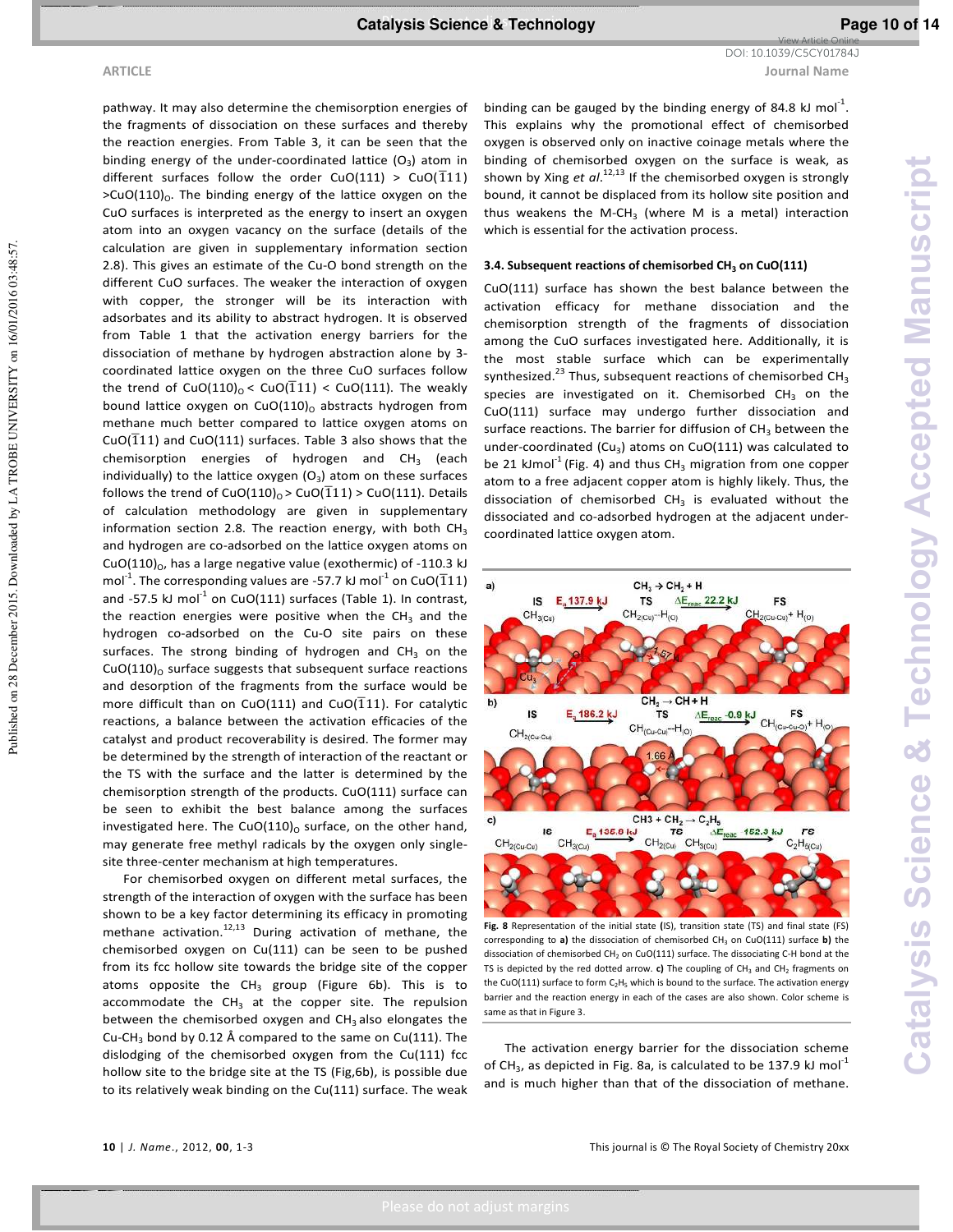pathway. It may also determine the chemisorption energies of the fragments of dissociation on these surfaces and thereby the reaction energies. From Table 3, it can be seen that the binding energy of the under-coordinated lattice ($O_3$) atom in different surfaces follow the order CuO(111) > CuO($\bar{1}11$) >CuO$(110)_O$. The binding energy of the lattice oxygen on the CuO surfaces is interpreted as the energy to insert an oxygen atom into an oxygen vacancy on the surface (details of the calculation are given in supplementary information section 2.8). This gives an estimate of the Cu-O bond strength on the different CuO surfaces. The weaker the interaction of oxygen with copper, the stronger will be its interaction with adsorbates and its ability to abstract hydrogen. It is observed from Table 1 that the activation energy barriers for the dissociation of methane by hydrogen abstraction alone by 3-coordinated lattice oxygen on the three CuO surfaces follow the trend of CuO$(110)_O$ < CuO($\bar{1}11$) < CuO(111). The weakly bound lattice oxygen on CuO$(110)_O$ abstracts hydrogen from methane much better compared to lattice oxygen atoms on CuO($\bar{1}11$) and CuO(111) surfaces. Table 3 also shows that the chemisorption energies of hydrogen and $CH_3$ (each individually) to the lattice oxygen ($O_3$) atom on these surfaces follows the trend of CuO$(110)_O$ > CuO($\bar{1}11$) > CuO(111). Details of calculation methodology are given in supplementary information section 2.8. The reaction energy, with both $CH_3$ and hydrogen are co-adsorbed on the lattice oxygen atoms on CuO$(110)_O$, has a large negative value (exothermic) of -110.3 kJ $mol^{-1}$. The corresponding values are -57.7 kJ $mol^{-1}$ on CuO($\bar{1}11$) and -57.5 kJ $mol^{-1}$ on CuO(111) surfaces (Table 1). In contrast, the reaction energies were positive when the $CH_3$ and the hydrogen co-adsorbed on the Cu-O site pairs on these surfaces. The strong binding of hydrogen and $CH_3$ on the CuO$(110)_O$ surface suggests that subsequent surface reactions and desorption of the fragments from the surface would be more difficult than on CuO(111) and CuO($\bar{1}11$). For catalytic reactions, a balance between the activation efficacies of the catalyst and product recoverability is desired. The former may be determined by the strength of interaction of the reactant or the TS with the surface and the latter is determined by the chemisorption strength of the products. CuO(111) surface can be seen to exhibit the best balance among the surfaces investigated here. The CuO$(110)_O$ surface, on the other hand, may generate free methyl radicals by the oxygen only single-site three-center mechanism at high temperatures.

For chemisorbed oxygen on different metal surfaces, the strength of the interaction of oxygen with the surface has been shown to be a key factor determining its efficacy in promoting methane activation.[12,13] During activation of methane, the chemisorbed oxygen on Cu(111) can be seen to be pushed from its fcc hollow site towards the bridge site of the copper atoms opposite the $CH_3$ group (Figure 6b). This is to accommodate the $CH_3$ at the copper site. The repulsion between the chemisorbed oxygen and $CH_3$ also elongates the Cu-$CH_3$ bond by 0.12 Å compared to the same on Cu(111). The dislodging of the chemisorbed oxygen from the Cu(111) fcc hollow site to the bridge site at the TS (Fig,6b), is possible due to its relatively weak binding on the Cu(111) surface. The weak binding can be gauged by the binding energy of 84.8 kJ $mol^{-1}$. This explains why the promotional effect of chemisorbed oxygen is observed only on inactive coinage metals where the binding of chemisorbed oxygen on the surface is weak, as shown by Xing *et al.*[12,13] If the chemisorbed oxygen is strongly bound, it cannot be displaced from its hollow site position and thus weakens the M-$CH_3$ (where M is a metal) interaction which is essential for the activation process.

### 3.4. Subsequent reactions of chemisorbed $CH_3$ on CuO(111)

CuO(111) surface has shown the best balance between the activation efficacy for methane dissociation and the chemisorption strength of the fragments of dissociation among the CuO surfaces investigated here. Additionally, it is the most stable surface which can be experimentally synthesized.[23] Thus, subsequent reactions of chemisorbed $CH_3$ species are investigated on it. Chemisorbed $CH_3$ on the CuO(111) surface may undergo further dissociation and surface reactions. The barrier for diffusion of $CH_3$ between the under-coordinated ($Cu_3$) atoms on CuO(111) was calculated to be 21 kJ$mol^{-1}$ (Fig. 4) and thus $CH_3$ migration from one copper atom to a free adjacent copper atom is highly likely. Thus, the dissociation of chemisorbed $CH_3$ is evaluated without the dissociated and co-adsorbed hydrogen at the adjacent under-coordinated lattice oxygen atom.

**Fig. 8** Representation of the initial state (IS), transition state (TS) and final state (FS) corresponding to **a)** the dissociation of chemisorbed $CH_3$ on CuO(111) surface **b)** the dissociation of chemisorbed $CH_2$ on CuO(111) surface. The dissociating C-H bond at the TS is depicted by the red dotted arrow. **c)** The coupling of $CH_3$ and $CH_2$ fragments on the CuO(111) surface to form $C_2H_5$ which is bound to the surface. The activation energy barrier and the reaction energy in each of the cases are also shown. Color scheme is same as that in Figure 3.

The activation energy barrier for the dissociation scheme of $CH_3$, as depicted in Fig. 8a, is calculated to be 137.9 kJ $mol^{-1}$ and is much higher than that of the dissociation of methane.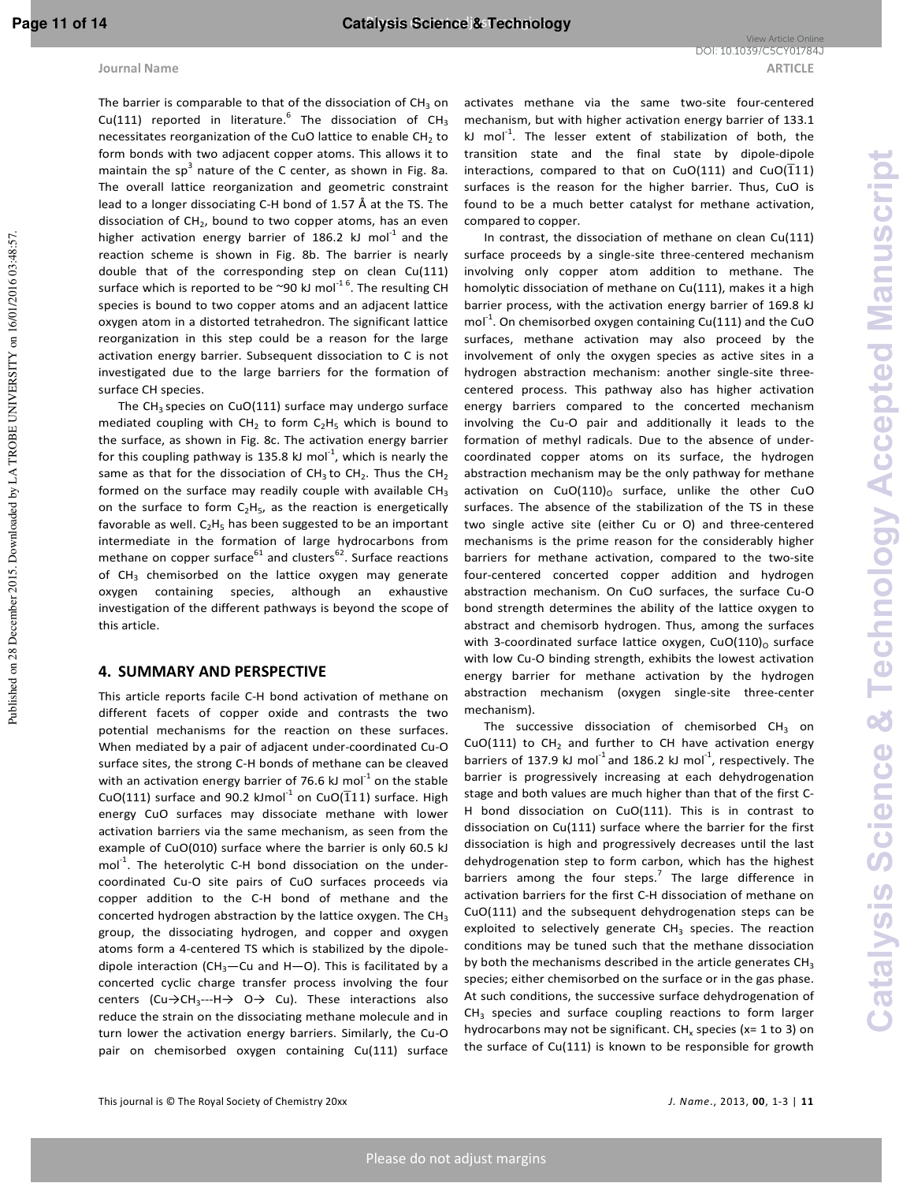The barrier is comparable to that of the dissociation of $CH_3$ on Cu(111) reported in literature.[6] The dissociation of $CH_3$ necessitates reorganization of the CuO lattice to enable $CH_2$ to form bonds with two adjacent copper atoms. This allows it to maintain the $sp^3$ nature of the C center, as shown in Fig. 8a. The overall lattice reorganization and geometric constraint lead to a longer dissociating C-H bond of 1.57 Å at the TS. The dissociation of $CH_2$, bound to two copper atoms, has an even higher activation energy barrier of 186.2 kJ $mol^{-1}$ and the reaction scheme is shown in Fig. 8b. The barrier is nearly double that of the corresponding step on clean Cu(111) surface which is reported to be ~90 kJ $mol^{-1}$ [6]. The resulting CH species is bound to two copper atoms and an adjacent lattice oxygen atom in a distorted tetrahedron. The significant lattice reorganization in this step could be a reason for the large activation energy barrier. Subsequent dissociation to C is not investigated due to the large barriers for the formation of surface CH species.

The $CH_3$ species on CuO(111) surface may undergo surface mediated coupling with $CH_2$ to form $C_2H_5$ which is bound to the surface, as shown in Fig. 8c. The activation energy barrier for this coupling pathway is 135.8 kJ $mol^{-1}$, which is nearly the same as that for the dissociation of $CH_3$ to $CH_2$. Thus the $CH_2$ formed on the surface may readily couple with available $CH_3$ on the surface to form $C_2H_5$, as the reaction is energetically favorable as well. $C_2H_5$ has been suggested to be an important intermediate in the formation of large hydrocarbons from methane on copper surface[61] and clusters[62]. Surface reactions of $CH_3$ chemisorbed on the lattice oxygen may generate oxygen containing species, although an exhaustive investigation of the different pathways is beyond the scope of this article.

## 4. SUMMARY AND PERSPECTIVE

This article reports facile C-H bond activation of methane on different facets of copper oxide and contrasts the two potential mechanisms for the reaction on these surfaces. When mediated by a pair of adjacent under-coordinated Cu-O surface sites, the strong C-H bonds of methane can be cleaved with an activation energy barrier of 76.6 kJ $mol^{-1}$ on the stable CuO(111) surface and 90.2 kJmol$^{-1}$ on CuO($\bar{1}11$) surface. High energy CuO surfaces may dissociate methane with lower activation barriers via the same mechanism, as seen from the example of CuO(010) surface where the barrier is only 60.5 kJ $mol^{-1}$. The heterolytic C-H bond dissociation on the under-coordinated Cu-O site pairs of CuO surfaces proceeds via copper addition to the C-H bond of methane and the concerted hydrogen abstraction by the lattice oxygen. The $CH_3$ group, the dissociating hydrogen, and copper and oxygen atoms form a 4-centered TS which is stabilized by the dipole-dipole interaction ($CH_3$—Cu and H—O). This is facilitated by a concerted cyclic charge transfer process involving the four centers (Cu→$CH_3$---H→ O→ Cu). These interactions also reduce the strain on the dissociating methane molecule and in turn lower the activation energy barriers. Similarly, the Cu-O pair on chemisorbed oxygen containing Cu(111) surface activates methane via the same two-site four-centered mechanism, but with higher activation energy barrier of 133.1 kJ $mol^{-1}$. The lesser extent of stabilization of both, the transition state and the final state by dipole-dipole interactions, compared to that on CuO(111) and CuO($\bar{1}11$) surfaces is the reason for the higher barrier. Thus, CuO is found to be a much better catalyst for methane activation, compared to copper.

In contrast, the dissociation of methane on clean Cu(111) surface proceeds by a single-site three-centered mechanism involving only copper atom addition to methane. The homolytic dissociation of methane on Cu(111), makes it a high barrier process, with the activation energy barrier of 169.8 kJ $mol^{-1}$. On chemisorbed oxygen containing Cu(111) and the CuO surfaces, methane activation may also proceed by the involvement of only the oxygen species as active sites in a hydrogen abstraction mechanism: another single-site three-centered process. This pathway also has higher activation energy barriers compared to the concerted mechanism involving the Cu-O pair and additionally it leads to the formation of methyl radicals. Due to the absence of under-coordinated copper atoms on its surface, the hydrogen abstraction mechanism may be the only pathway for methane activation on $CuO(110)_O$ surface, unlike the other CuO surfaces. The absence of the stabilization of the TS in these two single active site (either Cu or O) and three-centered mechanisms is the prime reason for the considerably higher barriers for methane activation, compared to the two-site four-centered concerted copper addition and hydrogen abstraction mechanism. On CuO surfaces, the surface Cu-O bond strength determines the ability of the lattice oxygen to abstract and chemisorb hydrogen. Thus, among the surfaces with 3-coordinated surface lattice oxygen, $CuO(110)_O$ surface with low Cu-O binding strength, exhibits the lowest activation energy barrier for methane activation by the hydrogen abstraction mechanism (oxygen single-site three-center mechanism).

The successive dissociation of chemisorbed $CH_3$ on CuO(111) to $CH_2$ and further to CH have activation energy barriers of 137.9 kJ $mol^{-1}$ and 186.2 kJ $mol^{-1}$, respectively. The barrier is progressively increasing at each dehydrogenation stage and both values are much higher than that of the first C-H bond dissociation on CuO(111). This is in contrast to dissociation on Cu(111) surface where the barrier for the first dissociation is high and progressively decreases until the last dehydrogenation step to form carbon, which has the highest barriers among the four steps.[7] The large difference in activation barriers for the first C-H dissociation of methane on CuO(111) and the subsequent dehydrogenation steps can be exploited to selectively generate $CH_3$ species. The reaction conditions may be tuned such that the methane dissociation by both the mechanisms described in the article generates $CH_3$ species; either chemisorbed on the surface or in the gas phase. At such conditions, the successive surface dehydrogenation of $CH_3$ species and surface coupling reactions to form larger hydrocarbons may not be significant. $CH_x$ species (x= 1 to 3) on the surface of Cu(111) is known to be responsible for growth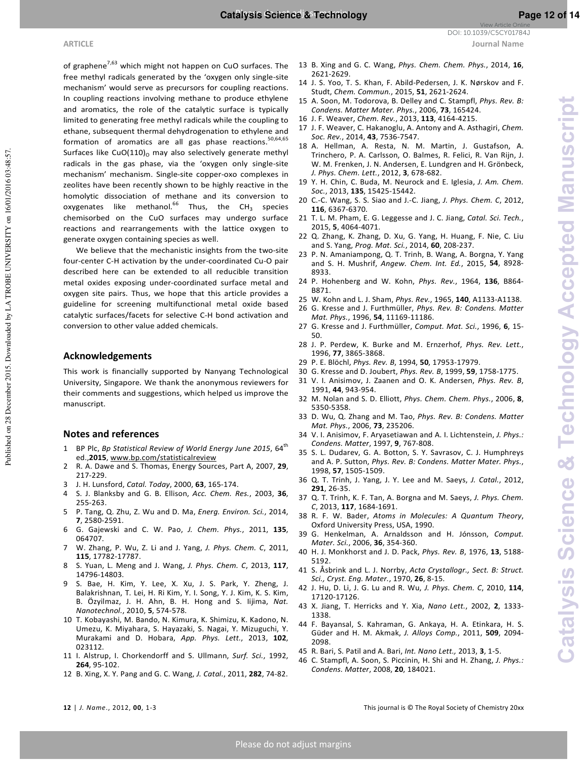of graphene[7,63] which might not happen on CuO surfaces. The free methyl radicals generated by the 'oxygen only single-site mechanism' would serve as precursors for coupling reactions. In coupling reactions involving methane to produce ethylene and aromatics, the role of the catalytic surface is typically limited to generating free methyl radicals while the coupling to ethane, subsequent thermal dehydrogenation to ethylene and formation of aromatics are all gas phase reactions.[50,64,65] Surfaces like $CuO(110)_O$ may also selectively generate methyl radicals in the gas phase, via the 'oxygen only single-site mechanism' mechanism. Single-site copper-oxo complexes in zeolites have been recently shown to be highly reactive in the homolytic dissociation of methane and its conversion to oxygenates like methanol.[66] Thus, the $CH_3$ species chemisorbed on the CuO surfaces may undergo surface reactions and rearrangements with the lattice oxygen to generate oxygen containing species as well.

We believe that the mechanistic insights from the two-site four-center C-H activation by the under-coordinated Cu-O pair described here can be extended to all reducible transition metal oxides exposing under-coordinated surface metal and oxygen site pairs. Thus, we hope that this article provides a guideline for screening multifunctional metal oxide based catalytic surfaces/facets for selective C-H bond activation and conversion to other value added chemicals.

## Acknowledgements

This work is financially supported by Nanyang Technological University, Singapore. We thank the anonymous reviewers for their comments and suggestions, which helped us improve the manuscript.

## Notes and references

1. BP Plc, *Bp Statistical Review of World Energy June 2015*, 64th ed., **2015**, www.bp.com/statisticalreview
2. R. A. Dawe and S. Thomas, Energy Sources, Part A, 2007, **29**, 217-229.
3. J. H. Lunsford, *Catal. Today*, 2000, **63**, 165-174.
4. S. J. Blanksby and G. B. Ellison, *Acc. Chem. Res.*, 2003, **36**, 255-263.
5. P. Tang, Q. Zhu, Z. Wu and D. Ma, *Energ. Environ. Sci.*, 2014, **7**, 2580-2591.
6. G. Gajewski and C. W. Pao, *J. Chem. Phys.*, 2011, **135**, 064707.
7. W. Zhang, P. Wu, Z. Li and J. Yang, *J. Phys. Chem. C*, 2011, **115**, 17782-17787.
8. S. Yuan, L. Meng and J. Wang, *J. Phys. Chem. C*, 2013, **117**, 14796-14803.
9. S. Bae, H. Kim, Y. Lee, X. Xu, J. S. Park, Y. Zheng, J. Balakrishnan, T. Lei, H. Ri Kim, Y. I. Song, Y. J. Kim, K. S. Kim, B. Özyilmaz, J. H. Ahn, B. H. Hong and S. Iijima, *Nat. Nanotechnol.*, 2010, **5**, 574-578.
10. T. Kobayashi, M. Bando, N. Kimura, K. Shimizu, K. Kadono, N. Umezu, K. Miyahara, S. Hayazaki, S. Nagai, Y. Mizuguchi, Y. Murakami and D. Hobara, *App. Phys. Lett.*, 2013, **102**, 023112.
11. I. Alstrup, I. Chorkendorff and S. Ullmann, *Surf. Sci.*, 1992, **264**, 95-102.
12. B. Xing, X. Y. Pang and G. C. Wang, *J. Catal.*, 2011, **282**, 74-82.
13. B. Xing and G. C. Wang, *Phys. Chem. Chem. Phys.*, 2014, **16**, 2621-2629.
14. J. S. Yoo, T. S. Khan, F. Abild-Pedersen, J. K. Nørskov and F. Studt, *Chem. Commun.*, 2015, **51**, 2621-2624.
15. A. Soon, M. Todorova, B. Delley and C. Stampfl, *Phys. Rev. B: Condens. Matter Mater. Phys.*, 2006, **73**, 165424.
16. J. F. Weaver, *Chem. Rev.*, 2013, **113**, 4164-4215.
17. J. F. Weaver, C. Hakanoglu, A. Antony and A. Asthagiri, *Chem. Soc. Rev.*, 2014, **43**, 7536-7547.
18. A. Hellman, A. Resta, N. M. Martin, J. Gustafson, A. Trinchero, P. A. Carlsson, O. Balmes, R. Felici, R. Van Rijn, J. W. M. Frenken, J. N. Andersen, E. Lundgren and H. Grönbeck, *J. Phys. Chem. Lett.*, 2012, **3**, 678-682.
19. Y. H. Chin, C. Buda, M. Neurock and E. Iglesia, *J. Am. Chem. Soc.*, 2013, **135**, 15425-15442.
20. C.-C. Wang, S. S. Siao and J.-C. Jiang, *J. Phys. Chem. C*, 2012, **116**, 6367-6370.
21. T. L. M. Pham, E. G. Leggesse and J. C. Jiang, *Catal. Sci. Tech.*, 2015, **5**, 4064-4071.
22. Q. Zhang, K. Zhang, D. Xu, G. Yang, H. Huang, F. Nie, C. Liu and S. Yang, *Prog. Mat. Sci.*, 2014, **60**, 208-237.
23. P. N. Amaniampong, Q. T. Trinh, B. Wang, A. Borgna, Y. Yang and S. H. Mushrif, *Angew. Chem. Int. Ed.*, 2015, **54**, 8928-8933.
24. P. Hohenberg and W. Kohn, *Phys. Rev.*, 1964, **136**, B864-B871.
25. W. Kohn and L. J. Sham, *Phys. Rev.*, 1965, **140**, A1133-A1138.
26. G. Kresse and J. Furthmüller, *Phys. Rev. B: Condens. Matter Mat. Phys.*, 1996, **54**, 11169-11186.
27. G. Kresse and J. Furthmüller, *Comput. Mat. Sci.*, 1996, **6**, 15-50.
28. J. P. Perdew, K. Burke and M. Ernzerhof, *Phys. Rev. Lett.*, 1996, **77**, 3865-3868.
29. P. E. Blöchl, *Phys. Rev. B*, 1994, **50**, 17953-17979.
30. G. Kresse and D. Joubert, *Phys. Rev. B*, 1999, **59**, 1758-1775.
31. V. I. Anisimov, J. Zaanen and O. K. Andersen, *Phys. Rev. B*, 1991, **44**, 943-954.
32. M. Nolan and S. D. Elliott, *Phys. Chem. Chem. Phys.*, 2006, **8**, 5350-5358.
33. D. Wu, Q. Zhang and M. Tao, *Phys. Rev. B: Condens. Matter Mat. Phys.*, 2006, **73**, 235206.
34. V. I. Anisimov, F. Aryasetiawan and A. I. Lichtenstein, *J. Phys.: Condens. Matter*, 1997, **9**, 767-808.
35. S. L. Dudarev, G. A. Botton, S. Y. Savrasov, C. J. Humphreys and A. P. Sutton, *Phys. Rev. B: Condens. Matter Mater. Phys.*, 1998, **57**, 1505-1509.
36. Q. T. Trinh, J. Yang, J. Y. Lee and M. Saeys, *J. Catal.*, 2012, **291**, 26-35.
37. Q. T. Trinh, K. F. Tan, A. Borgna and M. Saeys, *J. Phys. Chem. C*, 2013, **117**, 1684-1691.
38. R. F. W. Bader, *Atoms in Molecules: A Quantum Theory*, Oxford University Press, USA, 1990.
39. G. Henkelman, A. Arnaldsson and H. Jónsson, *Comput. Mater. Sci.*, 2006, **36**, 354-360.
40. H. J. Monkhorst and J. D. Pack, *Phys. Rev. B*, 1976, **13**, 5188-5192.
41. S. Åsbrink and L. J. Norrby, *Acta Crystallogr., Sect. B: Struct. Sci., Cryst. Eng. Mater.*, 1970, **26**, 8-15.
42. J. Hu, D. Li, J. G. Lu and R. Wu, *J. Phys. Chem. C*, 2010, **114**, 17120-17126.
43. X. Jiang, T. Herricks and Y. Xia, *Nano Lett.*, 2002, **2**, 1333-1338.
44. F. Bayansal, S. Kahraman, G. Ankaya, H. A. Etinkara, H. S. Güder and H. M. Akmak, *J. Alloys Comp.*, 2011, **509**, 2094-2098.
45. R. Bari, S. Patil and A. Bari, *Int. Nano Lett.,* 2013, **3**, 1-5.
46. C. Stampfl, A. Soon, S. Piccinin, H. Shi and H. Zhang, *J. Phys.: Condens. Matter*, 2008, **20**, 184021.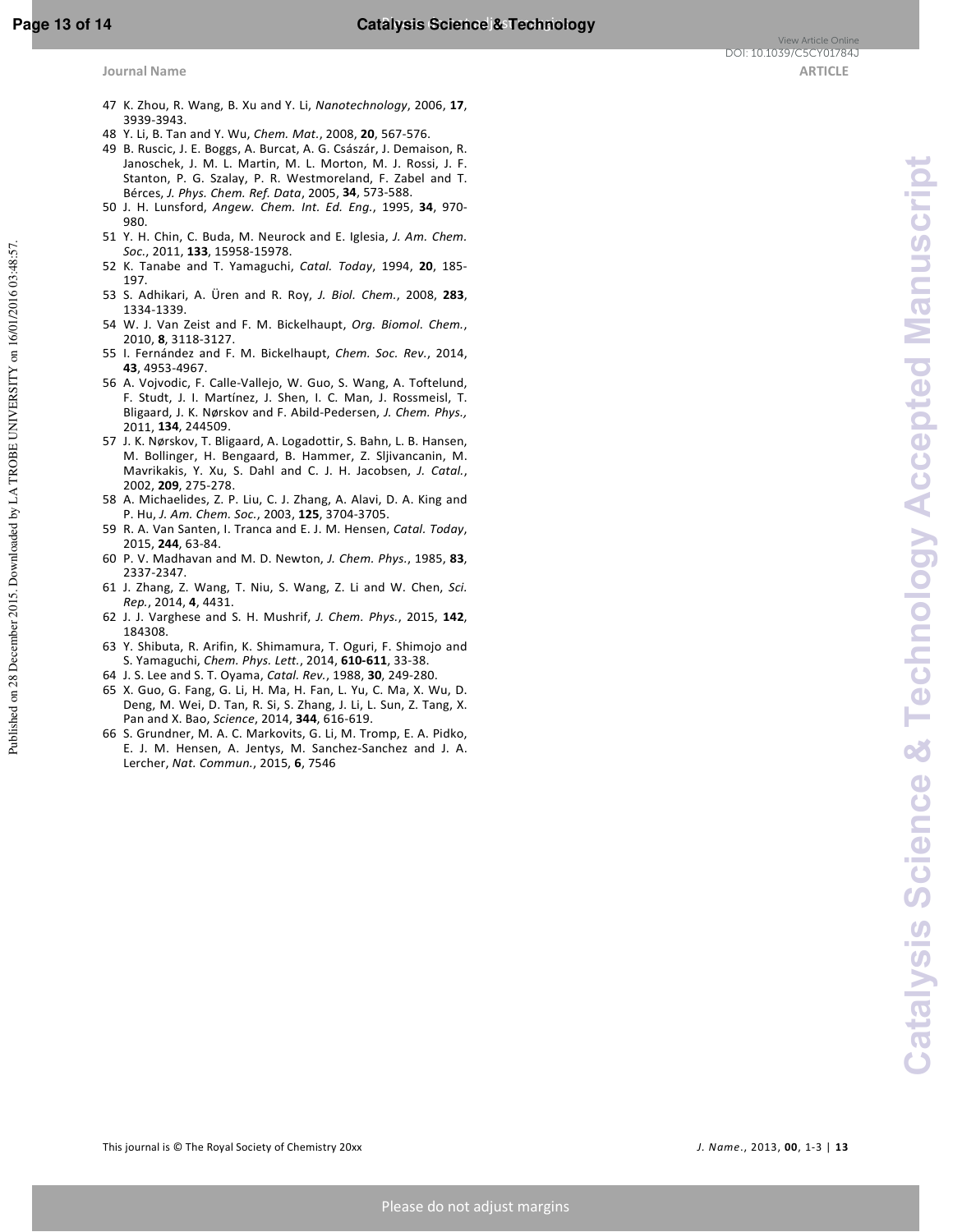47 K. Zhou, R. Wang, B. Xu and Y. Li, *Nanotechnology*, 2006, **17**, 3939-3943.
48 Y. Li, B. Tan and Y. Wu, *Chem. Mat.*, 2008, **20**, 567-576.
49 B. Ruscic, J. E. Boggs, A. Burcat, A. G. Császár, J. Demaison, R. Janoschek, J. M. L. Martin, M. L. Morton, M. J. Rossi, J. F. Stanton, P. G. Szalay, P. R. Westmoreland, F. Zabel and T. Bérces, *J. Phys. Chem. Ref. Data*, 2005, **34**, 573-588.
50 J. H. Lunsford, *Angew. Chem. Int. Ed. Eng.*, 1995, **34**, 970-980.
51 Y. H. Chin, C. Buda, M. Neurock and E. Iglesia, *J. Am. Chem. Soc.*, 2011, **133**, 15958-15978.
52 K. Tanabe and T. Yamaguchi, *Catal. Today*, 1994, **20**, 185-197.
53 S. Adhikari, A. Üren and R. Roy, *J. Biol. Chem.*, 2008, **283**, 1334-1339.
54 W. J. Van Zeist and F. M. Bickelhaupt, *Org. Biomol. Chem.*, 2010, **8**, 3118-3127.
55 I. Fernández and F. M. Bickelhaupt, *Chem. Soc. Rev.*, 2014, **43**, 4953-4967.
56 A. Vojvodic, F. Calle-Vallejo, W. Guo, S. Wang, A. Toftelund, F. Studt, J. I. Martínez, J. Shen, I. C. Man, J. Rossmeisl, T. Bligaard, J. K. Nørskov and F. Abild-Pedersen, *J. Chem. Phys.*, 2011, **134**, 244509.
57 J. K. Nørskov, T. Bligaard, A. Logadottir, S. Bahn, L. B. Hansen, M. Bollinger, H. Bengaard, B. Hammer, Z. Sljivancanin, M. Mavrikakis, Y. Xu, S. Dahl and C. J. H. Jacobsen, *J. Catal.*, 2002, **209**, 275-278.
58 A. Michaelides, Z. P. Liu, C. J. Zhang, A. Alavi, D. A. King and P. Hu, *J. Am. Chem. Soc.*, 2003, **125**, 3704-3705.
59 R. A. Van Santen, I. Tranca and E. J. M. Hensen, *Catal. Today*, 2015, **244**, 63-84.
60 P. V. Madhavan and M. D. Newton, *J. Chem. Phys.*, 1985, **83**, 2337-2347.
61 J. Zhang, Z. Wang, T. Niu, S. Wang, Z. Li and W. Chen, *Sci. Rep.*, 2014, **4**, 4431.
62 J. J. Varghese and S. H. Mushrif, *J. Chem. Phys.*, 2015, **142**, 184308.
63 Y. Shibuta, R. Arifin, K. Shimamura, T. Oguri, F. Shimojo and S. Yamaguchi, *Chem. Phys. Lett.*, 2014, **610-611**, 33-38.
64 J. S. Lee and S. T. Oyama, *Catal. Rev.*, 1988, **30**, 249-280.
65 X. Guo, G. Fang, G. Li, H. Ma, H. Fan, L. Yu, C. Ma, X. Wu, D. Deng, M. Wei, D. Tan, R. Si, S. Zhang, J. Li, L. Sun, Z. Tang, X. Pan and X. Bao, *Science*, 2014, **344**, 616-619.
66 S. Grundner, M. A. C. Markovits, G. Li, M. Tromp, E. A. Pidko, E. J. M. Hensen, A. Jentys, M. Sanchez-Sanchez and J. A. Lercher, *Nat. Commun.*, 2015, **6**, 7546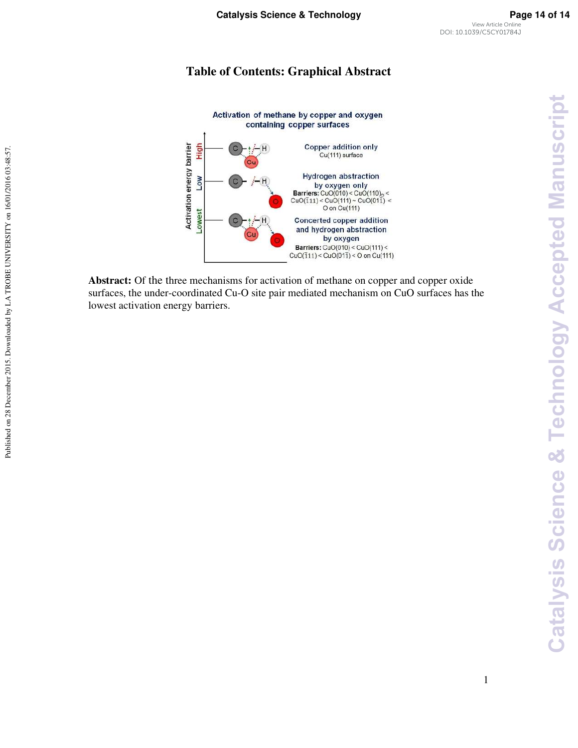# Table of Contents: Graphical Abstract

Activation of methane by copper and oxygen containing copper surfaces

Activation energy barrier

High

Low

Lowest

Copper addition only

Cu(111) surface

Hydrogen abstraction by oxygen only

Barriers: CuO(010) < CuO(110)$_D$ < CuO($\bar{1}$11) < CuO(111) ~ CuO(01$\bar{1}$) < O on Cu(111)

Concerted copper addition and hydrogen abstraction by oxygen

Barriers: CuO(010) < CuO(111) < CuO($\bar{1}$11) < CuO(01$\bar{1}$) < O on Cu(111)

**Abstract:** Of the three mechanisms for activation of methane on copper and copper oxide surfaces, the under-coordinated Cu-O site pair mediated mechanism on CuO surfaces has the lowest activation energy barriers.